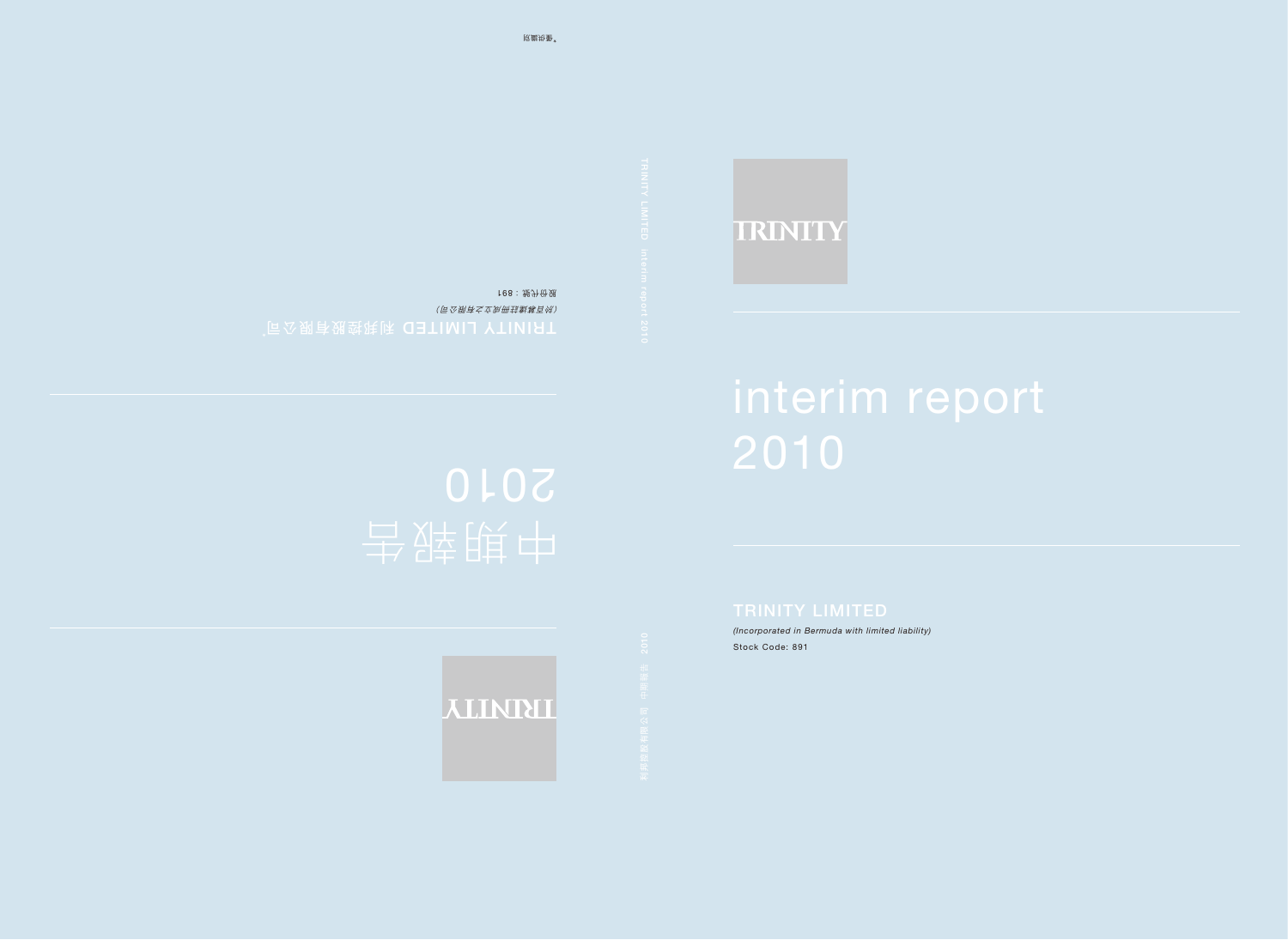TRINITY

# interim report 2010

TRINITY LIMITED

*(Incorporated in Bermuda with limited liability)*

Stock Code: 891

TRINITY LIMITED 利邦控股有限公司*

*(於百慕達註冊成立之有限公司)*

股份代號：891

# 中期報告 2010

TRINITY

*僅供識別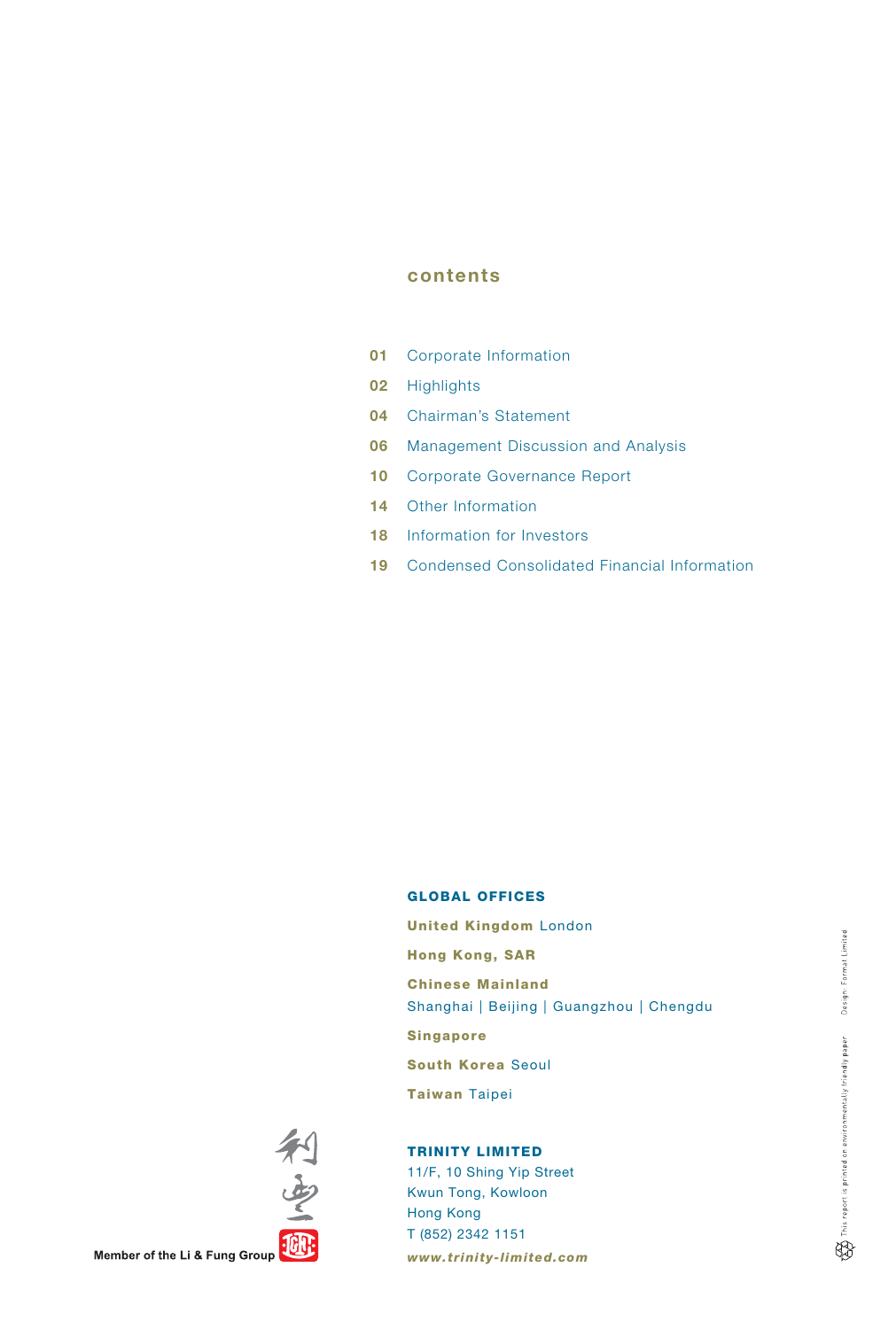## contents

| | |
|---|---|
| 01 | Corporate Information |
| 02 | Highlights |
| 04 | Chairman's Statement |
| 06 | Management Discussion and Analysis |
| 10 | Corporate Governance Report |
| 14 | Other Information |
| 18 | Information for Investors |
| 19 | Condensed Consolidated Financial Information |

### GLOBAL OFFICES

**United Kingdom** London

**Hong Kong, SAR**

**Chinese Mainland**
Shanghai | Beijing | Guangzhou | Chengdu

**Singapore**

**South Korea** Seoul

**Taiwan** Taipei

### TRINITY LIMITED

11/F, 10 Shing Yip Street
Kwun Tong, Kowloon
Hong Kong
T (852) 2342 1151
*www.trinity-limited.com*

利豐

Member of the Li & Fung Group

This report is printed on environmentally friendly paper

Design: Format Limited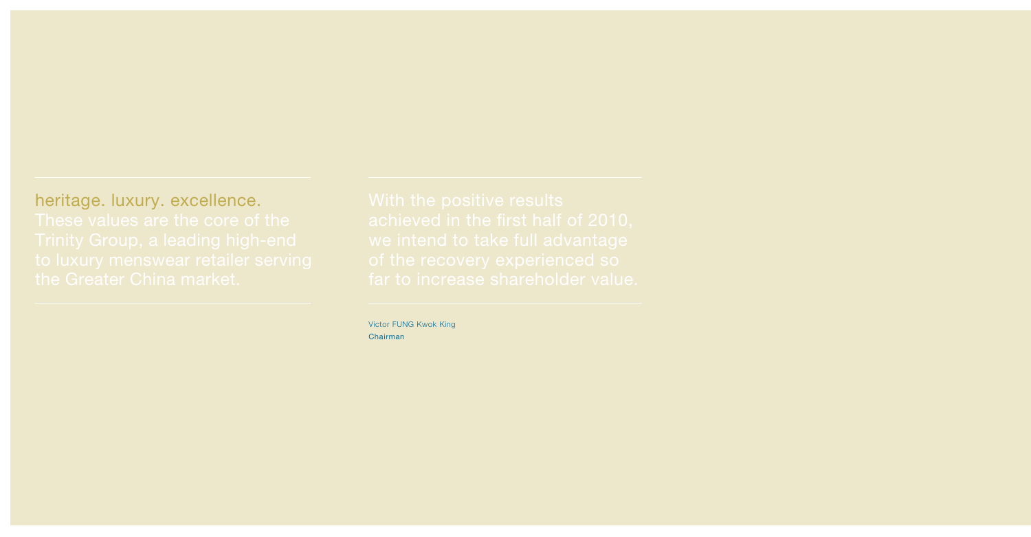heritage. luxury. excellence.
These values are the core of the Trinity Group, a leading high-end to luxury menswear retailer serving the Greater China market.

With the positive results achieved in the first half of 2010, we intend to take full advantage of the recovery experienced so far to increase shareholder value.

Victor FUNG Kwok King
Chairman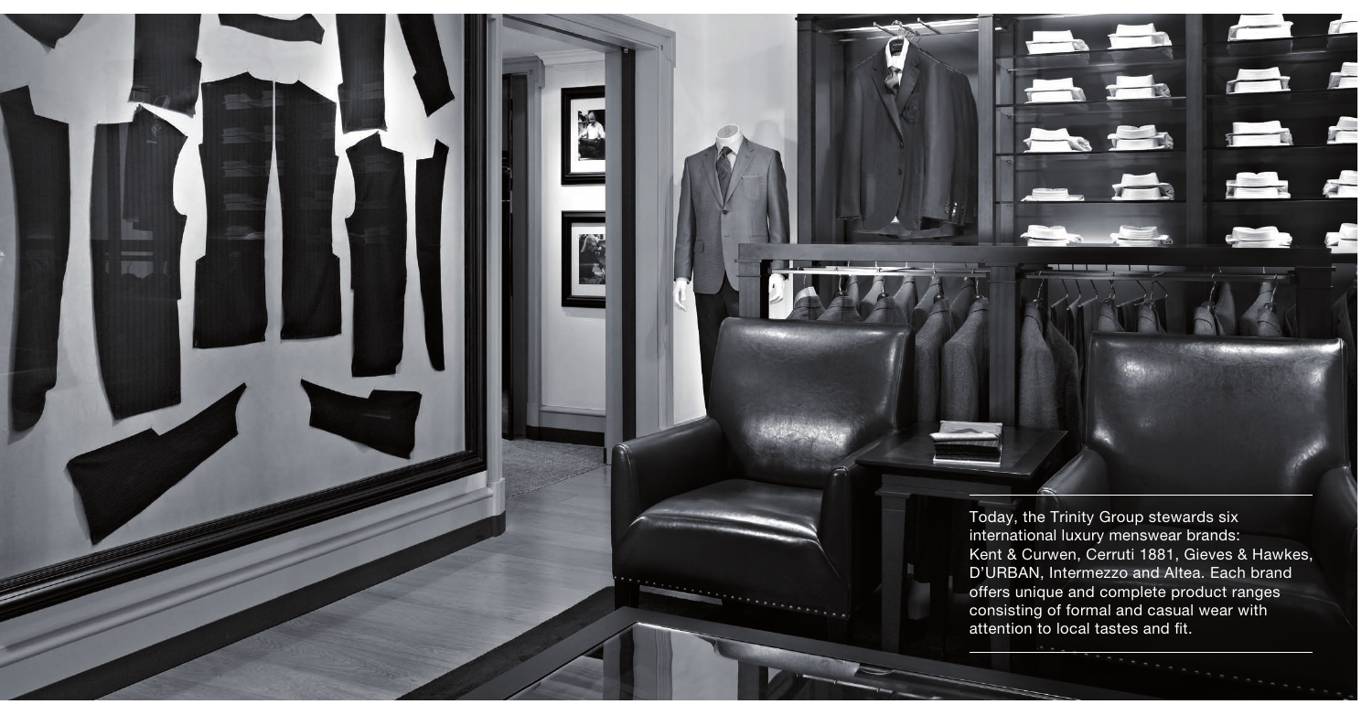Today, the Trinity Group stewards six international luxury menswear brands: Kent & Curwen, Cerruti 1881, Gieves & Hawkes, D'URBAN, Intermezzo and Altea. Each brand offers unique and complete product ranges consisting of formal and casual wear with attention to local tastes and fit.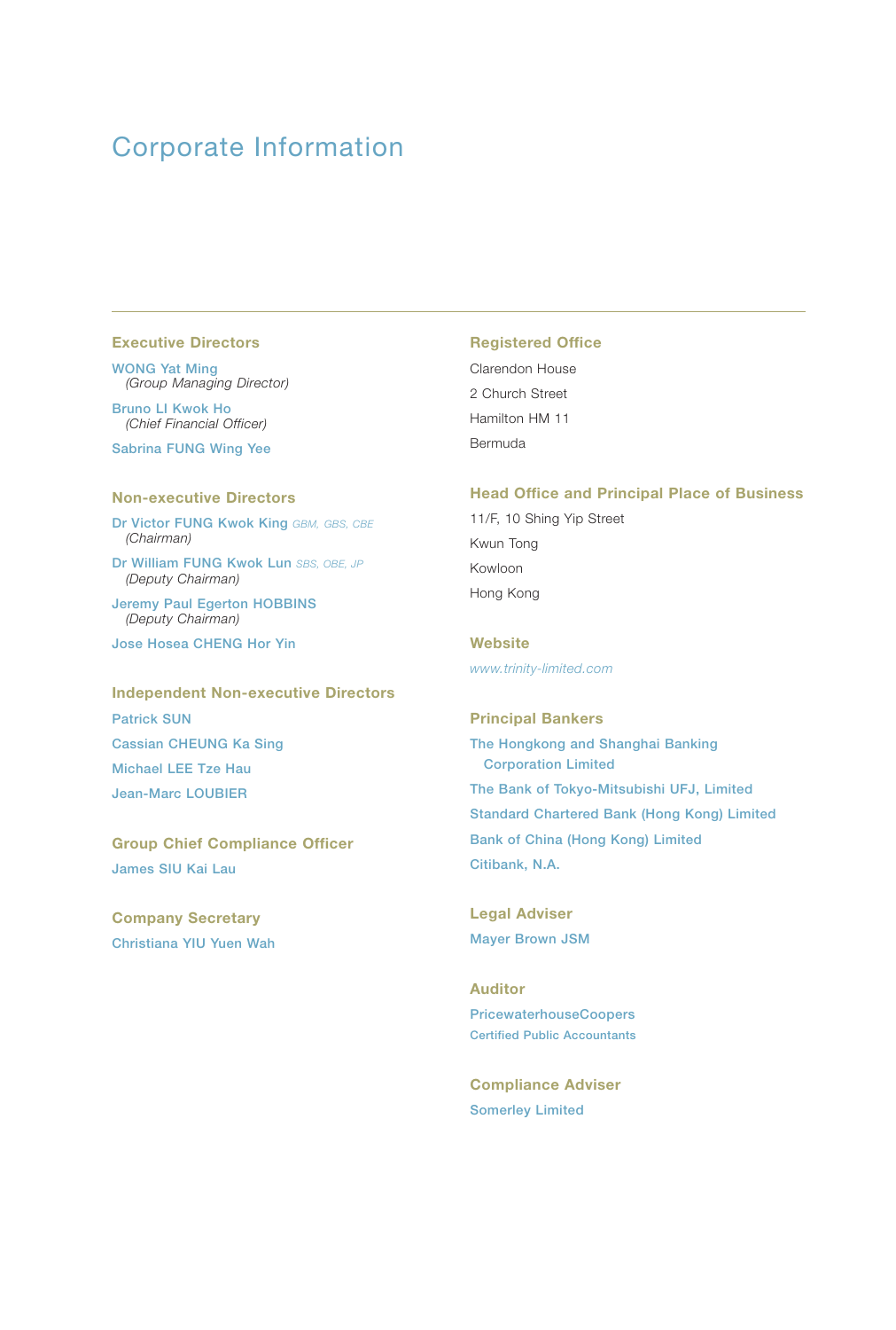# Corporate Information

## Executive Directors

WONG Yat Ming
*(Group Managing Director)*

Bruno LI Kwok Ho
*(Chief Financial Officer)*

Sabrina FUNG Wing Yee

## Non-executive Directors

Dr Victor FUNG Kwok King *GBM, GBS, CBE*
*(Chairman)*

Dr William FUNG Kwok Lun *SBS, OBE, JP*
*(Deputy Chairman)*

Jeremy Paul Egerton HOBBINS
*(Deputy Chairman)*

Jose Hosea CHENG Hor Yin

## Independent Non-executive Directors

Patrick SUN

Cassian CHEUNG Ka Sing

Michael LEE Tze Hau

Jean-Marc LOUBIER

## Group Chief Compliance Officer

James SIU Kai Lau

## Company Secretary

Christiana YIU Yuen Wah

## Registered Office

Clarendon House
2 Church Street
Hamilton HM 11
Bermuda

## Head Office and Principal Place of Business

11/F, 10 Shing Yip Street
Kwun Tong
Kowloon
Hong Kong

## Website

*www.trinity-limited.com*

## Principal Bankers

The Hongkong and Shanghai Banking Corporation Limited

The Bank of Tokyo-Mitsubishi UFJ, Limited

Standard Chartered Bank (Hong Kong) Limited

Bank of China (Hong Kong) Limited

Citibank, N.A.

## Legal Adviser

Mayer Brown JSM

## Auditor

PricewaterhouseCoopers
Certified Public Accountants

## Compliance Adviser

Somerley Limited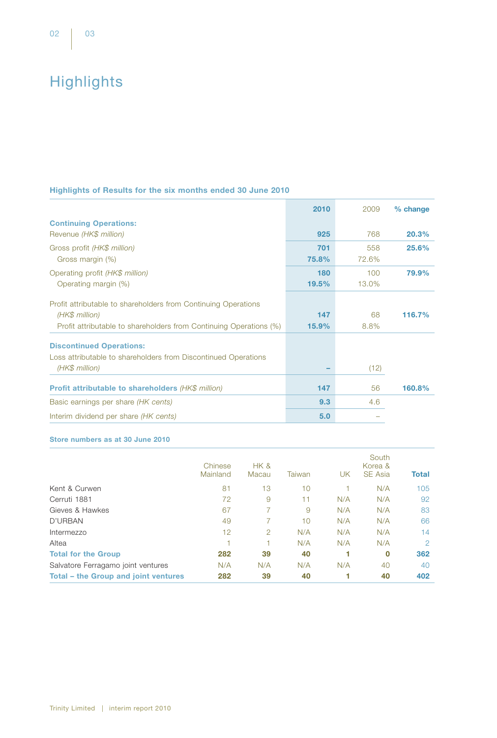# Highlights

### Highlights of Results for the six months ended 30 June 2010

| | 2010 | 2009 | % change |
|---|---|---|---|
| **Continuing Operations:** | | | |
| Revenue *(HK$ million)* | **925** | 768 | **20.3%** |
| Gross profit *(HK$ million)* | **701** | 558 | **25.6%** |
| Gross margin (%) | **75.8%** | 72.6% | |
| Operating profit *(HK$ million)* | **180** | 100 | **79.9%** |
| Operating margin (%) | **19.5%** | 13.0% | |
| Profit attributable to shareholders from Continuing Operations *(HK$ million)* | **147** | 68 | **116.7%** |
| Profit attributable to shareholders from Continuing Operations (%) | **15.9%** | 8.8% | |
| **Discontinued Operations:** | | | |
| Loss attributable to shareholders from Discontinued Operations *(HK$ million)* | **–** | (12) | |
| **Profit attributable to shareholders** *(HK$ million)* | **147** | 56 | **160.8%** |
| Basic earnings per share *(HK cents)* | **9.3** | 4.6 | |
| Interim dividend per share *(HK cents)* | **5.0** | – | |

### Store numbers as at 30 June 2010

| | Chinese Mainland | HK & Macau | Taiwan | UK | South Korea & SE Asia | **Total** |
|---|---|---|---|---|---|---|
| Kent & Curwen | 81 | 13 | 10 | 1 | N/A | 105 |
| Cerruti 1881 | 72 | 9 | 11 | N/A | N/A | 92 |
| Gieves & Hawkes | 67 | 7 | 9 | N/A | N/A | 83 |
| D'URBAN | 49 | 7 | 10 | N/A | N/A | 66 |
| Intermezzo | 12 | 2 | N/A | N/A | N/A | 14 |
| Altea | 1 | 1 | N/A | N/A | N/A | 2 |
| **Total for the Group** | **282** | **39** | **40** | **1** | **0** | **362** |
| Salvatore Ferragamo joint ventures | N/A | N/A | N/A | N/A | 40 | 40 |
| **Total – the Group and joint ventures** | **282** | **39** | **40** | **1** | **40** | **402** |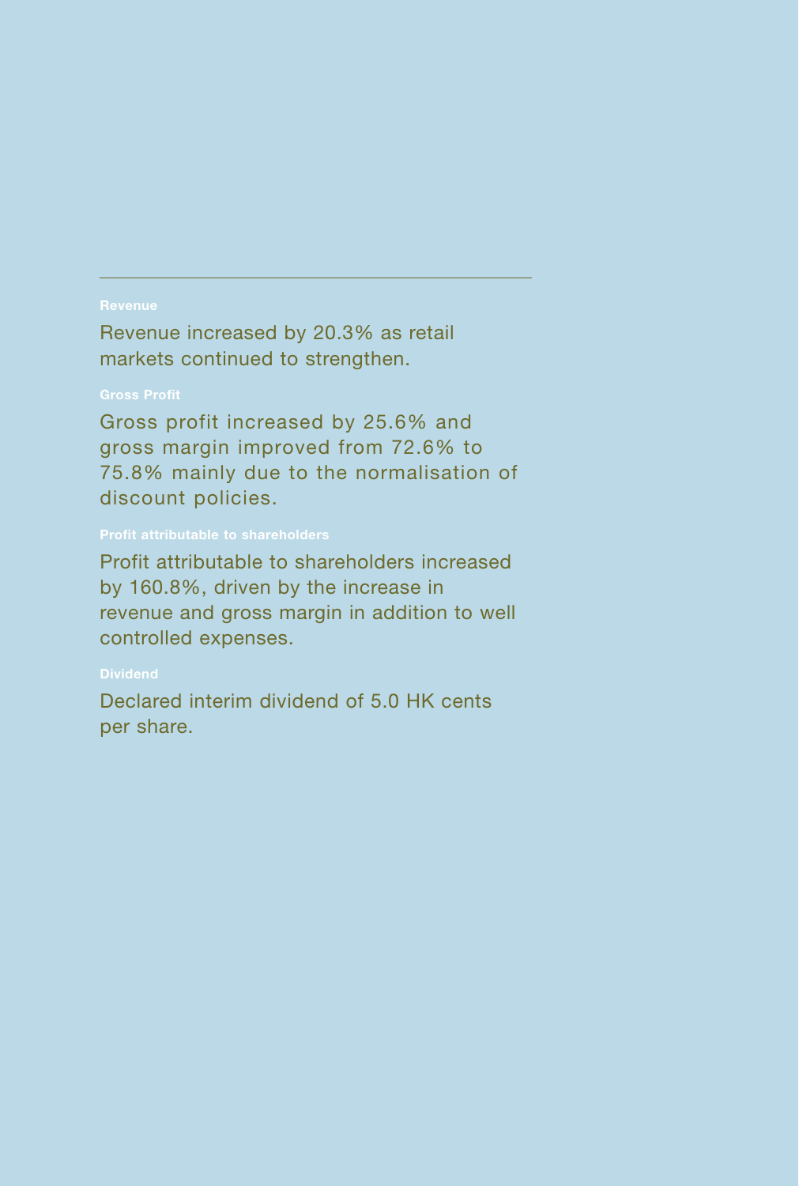### Revenue

Revenue increased by 20.3% as retail markets continued to strengthen.

### Gross Profit

Gross profit increased by 25.6% and gross margin improved from 72.6% to 75.8% mainly due to the normalisation of discount policies.

### Profit attributable to shareholders

Profit attributable to shareholders increased by 160.8%, driven by the increase in revenue and gross margin in addition to well controlled expenses.

### Dividend

Declared interim dividend of 5.0 HK cents per share.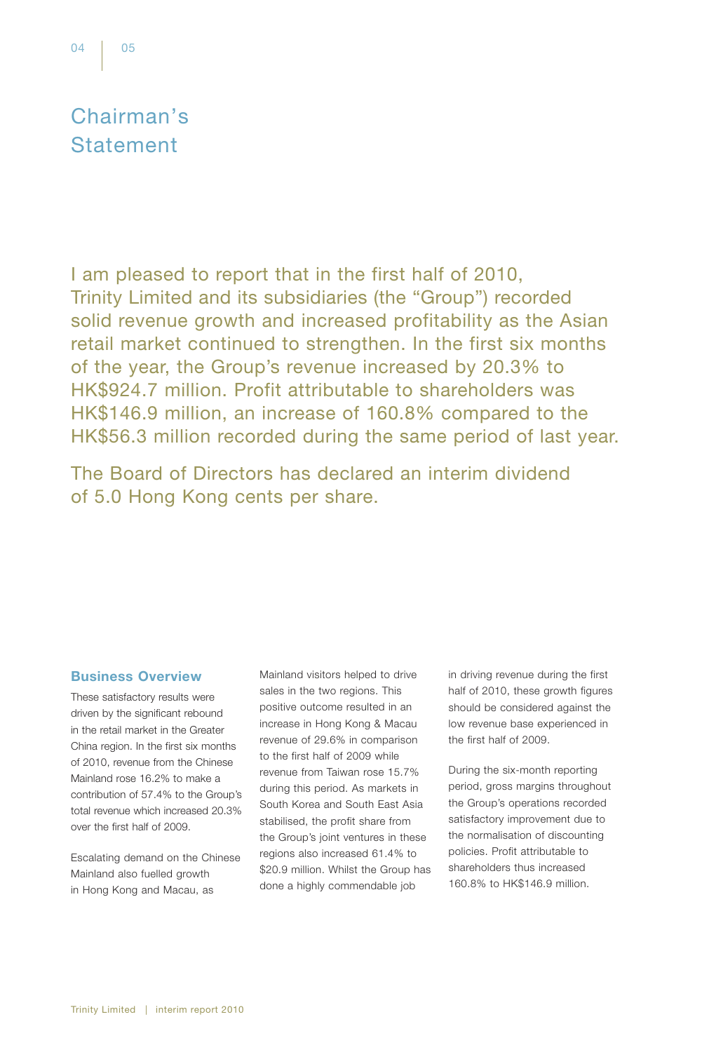# Chairman's Statement

I am pleased to report that in the first half of 2010, Trinity Limited and its subsidiaries (the "Group") recorded solid revenue growth and increased profitability as the Asian retail market continued to strengthen. In the first six months of the year, the Group's revenue increased by 20.3% to HK$924.7 million. Profit attributable to shareholders was HK$146.9 million, an increase of 160.8% compared to the HK$56.3 million recorded during the same period of last year.

The Board of Directors has declared an interim dividend of 5.0 Hong Kong cents per share.

## Business Overview

These satisfactory results were driven by the significant rebound in the retail market in the Greater China region. In the first six months of 2010, revenue from the Chinese Mainland rose 16.2% to make a contribution of 57.4% to the Group's total revenue which increased 20.3% over the first half of 2009.

Escalating demand on the Chinese Mainland also fuelled growth in Hong Kong and Macau, as Mainland visitors helped to drive sales in the two regions. This positive outcome resulted in an increase in Hong Kong & Macau revenue of 29.6% in comparison to the first half of 2009 while revenue from Taiwan rose 15.7% during this period. As markets in South Korea and South East Asia stabilised, the profit share from the Group's joint ventures in these regions also increased 61.4% to $20.9 million. Whilst the Group has done a highly commendable job in driving revenue during the first half of 2010, these growth figures should be considered against the low revenue base experienced in the first half of 2009.

During the six-month reporting period, gross margins throughout the Group's operations recorded satisfactory improvement due to the normalisation of discounting policies. Profit attributable to shareholders thus increased 160.8% to HK$146.9 million.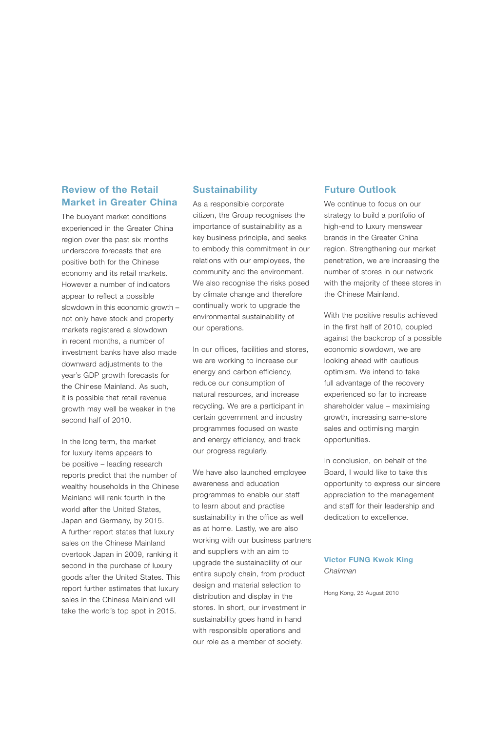## Review of the Retail Market in Greater China

The buoyant market conditions experienced in the Greater China region over the past six months underscore forecasts that are positive both for the Chinese economy and its retail markets. However a number of indicators appear to reflect a possible slowdown in this economic growth – not only have stock and property markets registered a slowdown in recent months, a number of investment banks have also made downward adjustments to the year's GDP growth forecasts for the Chinese Mainland. As such, it is possible that retail revenue growth may well be weaker in the second half of 2010.

In the long term, the market for luxury items appears to be positive – leading research reports predict that the number of wealthy households in the Chinese Mainland will rank fourth in the world after the United States, Japan and Germany, by 2015. A further report states that luxury sales on the Chinese Mainland overtook Japan in 2009, ranking it second in the purchase of luxury goods after the United States. This report further estimates that luxury sales in the Chinese Mainland will take the world's top spot in 2015.

## Sustainability

As a responsible corporate citizen, the Group recognises the importance of sustainability as a key business principle, and seeks to embody this commitment in our relations with our employees, the community and the environment. We also recognise the risks posed by climate change and therefore continually work to upgrade the environmental sustainability of our operations.

In our offices, facilities and stores, we are working to increase our energy and carbon efficiency, reduce our consumption of natural resources, and increase recycling. We are a participant in certain government and industry programmes focused on waste and energy efficiency, and track our progress regularly.

We have also launched employee awareness and education programmes to enable our staff to learn about and practise sustainability in the office as well as at home. Lastly, we are also working with our business partners and suppliers with an aim to upgrade the sustainability of our entire supply chain, from product design and material selection to distribution and display in the stores. In short, our investment in sustainability goes hand in hand with responsible operations and our role as a member of society.

## Future Outlook

We continue to focus on our strategy to build a portfolio of high-end to luxury menswear brands in the Greater China region. Strengthening our market penetration, we are increasing the number of stores in our network with the majority of these stores in the Chinese Mainland.

With the positive results achieved in the first half of 2010, coupled against the backdrop of a possible economic slowdown, we are looking ahead with cautious optimism. We intend to take full advantage of the recovery experienced so far to increase shareholder value – maximising growth, increasing same-store sales and optimising margin opportunities.

In conclusion, on behalf of the Board, I would like to take this opportunity to express our sincere appreciation to the management and staff for their leadership and dedication to excellence.

**Victor FUNG Kwok King**
*Chairman*

Hong Kong, 25 August 2010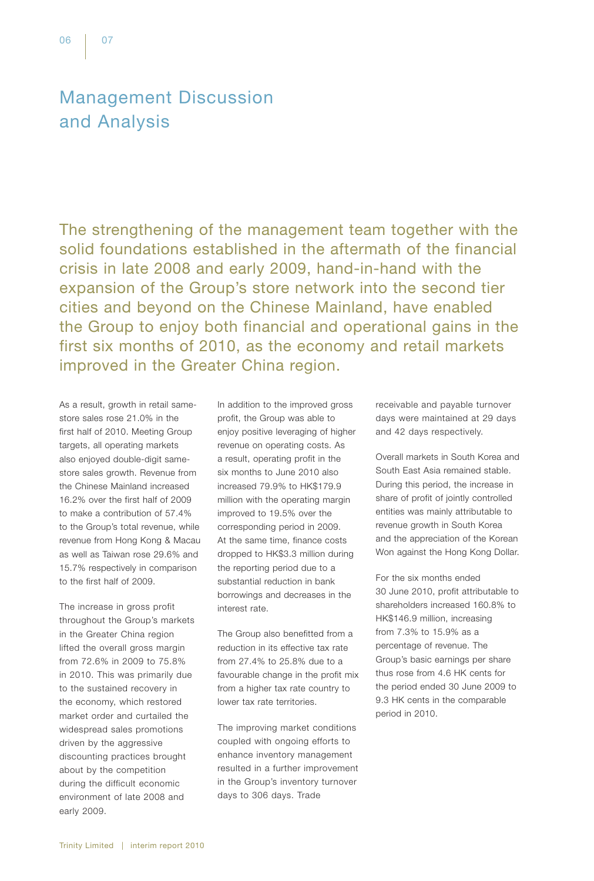# Management Discussion and Analysis

The strengthening of the management team together with the solid foundations established in the aftermath of the financial crisis in late 2008 and early 2009, hand-in-hand with the expansion of the Group's store network into the second tier cities and beyond on the Chinese Mainland, have enabled the Group to enjoy both financial and operational gains in the first six months of 2010, as the economy and retail markets improved in the Greater China region.

As a result, growth in retail same-store sales rose 21.0% in the first half of 2010. Meeting Group targets, all operating markets also enjoyed double-digit same-store sales growth. Revenue from the Chinese Mainland increased 16.2% over the first half of 2009 to make a contribution of 57.4% to the Group's total revenue, while revenue from Hong Kong & Macau as well as Taiwan rose 29.6% and 15.7% respectively in comparison to the first half of 2009.

The increase in gross profit throughout the Group's markets in the Greater China region lifted the overall gross margin from 72.6% in 2009 to 75.8% in 2010. This was primarily due to the sustained recovery in the economy, which restored market order and curtailed the widespread sales promotions driven by the aggressive discounting practices brought about by the competition during the difficult economic environment of late 2008 and early 2009.

In addition to the improved gross profit, the Group was able to enjoy positive leveraging of higher revenue on operating costs. As a result, operating profit in the six months to June 2010 also increased 79.9% to HK$179.9 million with the operating margin improved to 19.5% over the corresponding period in 2009. At the same time, finance costs dropped to HK$3.3 million during the reporting period due to a substantial reduction in bank borrowings and decreases in the interest rate.

The Group also benefitted from a reduction in its effective tax rate from 27.4% to 25.8% due to a favourable change in the profit mix from a higher tax rate country to lower tax rate territories.

The improving market conditions coupled with ongoing efforts to enhance inventory management resulted in a further improvement in the Group's inventory turnover days to 306 days. Trade receivable and payable turnover days were maintained at 29 days and 42 days respectively.

Overall markets in South Korea and South East Asia remained stable. During this period, the increase in share of profit of jointly controlled entities was mainly attributable to revenue growth in South Korea and the appreciation of the Korean Won against the Hong Kong Dollar.

For the six months ended 30 June 2010, profit attributable to shareholders increased 160.8% to HK$146.9 million, increasing from 7.3% to 15.9% as a percentage of revenue. The Group's basic earnings per share thus rose from 4.6 HK cents for the period ended 30 June 2009 to 9.3 HK cents in the comparable period in 2010.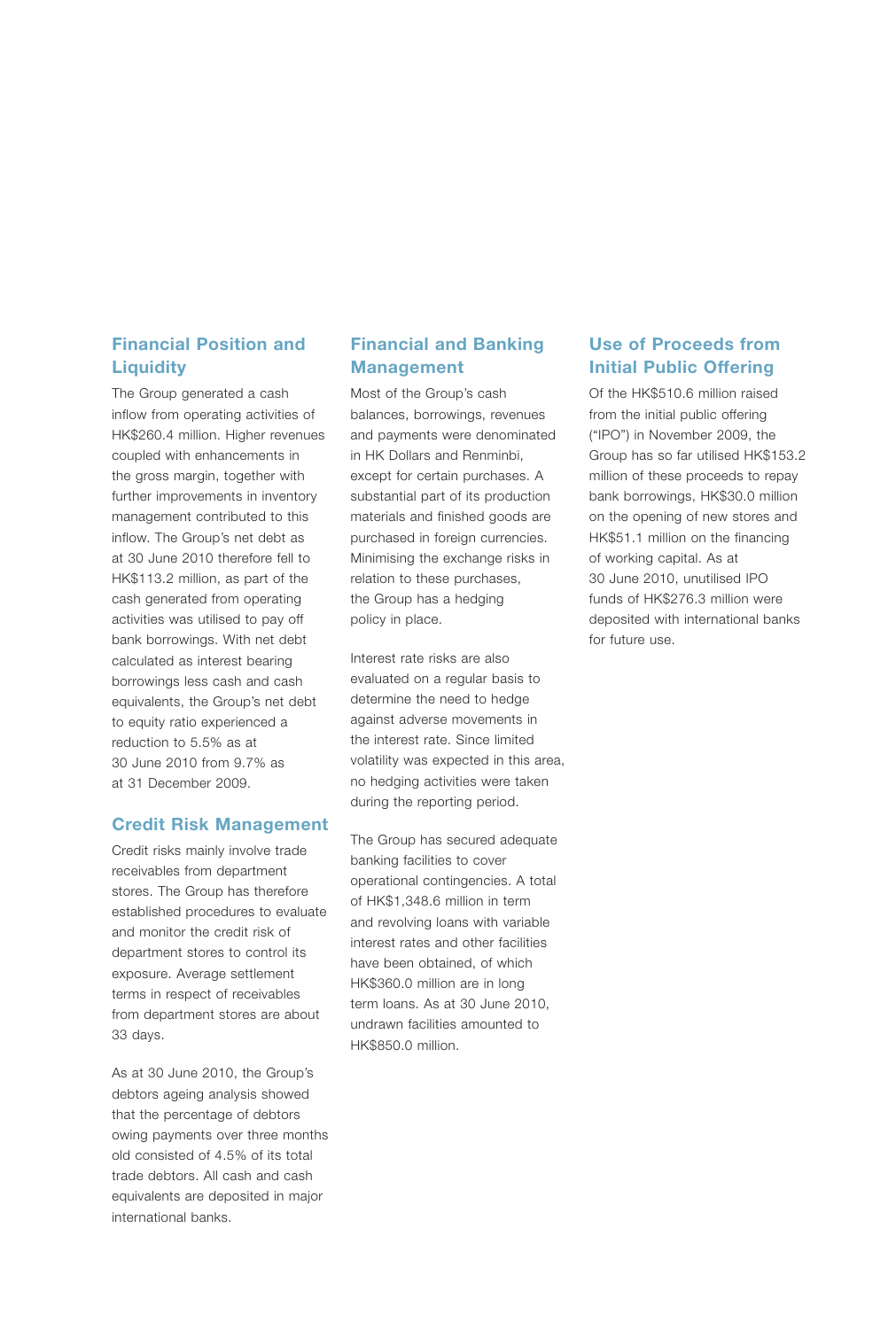## Financial Position and Liquidity

The Group generated a cash inflow from operating activities of HK$260.4 million. Higher revenues coupled with enhancements in the gross margin, together with further improvements in inventory management contributed to this inflow. The Group's net debt as at 30 June 2010 therefore fell to HK$113.2 million, as part of the cash generated from operating activities was utilised to pay off bank borrowings. With net debt calculated as interest bearing borrowings less cash and cash equivalents, the Group's net debt to equity ratio experienced a reduction to 5.5% as at 30 June 2010 from 9.7% as at 31 December 2009.

## Credit Risk Management

Credit risks mainly involve trade receivables from department stores. The Group has therefore established procedures to evaluate and monitor the credit risk of department stores to control its exposure. Average settlement terms in respect of receivables from department stores are about 33 days.

As at 30 June 2010, the Group's debtors ageing analysis showed that the percentage of debtors owing payments over three months old consisted of 4.5% of its total trade debtors. All cash and cash equivalents are deposited in major international banks.

## Financial and Banking Management

Most of the Group's cash balances, borrowings, revenues and payments were denominated in HK Dollars and Renminbi, except for certain purchases. A substantial part of its production materials and finished goods are purchased in foreign currencies. Minimising the exchange risks in relation to these purchases, the Group has a hedging policy in place.

Interest rate risks are also evaluated on a regular basis to determine the need to hedge against adverse movements in the interest rate. Since limited volatility was expected in this area, no hedging activities were taken during the reporting period.

The Group has secured adequate banking facilities to cover operational contingencies. A total of HK$1,348.6 million in term and revolving loans with variable interest rates and other facilities have been obtained, of which HK$360.0 million are in long term loans. As at 30 June 2010, undrawn facilities amounted to HK$850.0 million.

## Use of Proceeds from Initial Public Offering

Of the HK$510.6 million raised from the initial public offering ("IPO") in November 2009, the Group has so far utilised HK$153.2 million of these proceeds to repay bank borrowings, HK$30.0 million on the opening of new stores and HK$51.1 million on the financing of working capital. As at 30 June 2010, unutilised IPO funds of HK$276.3 million were deposited with international banks for future use.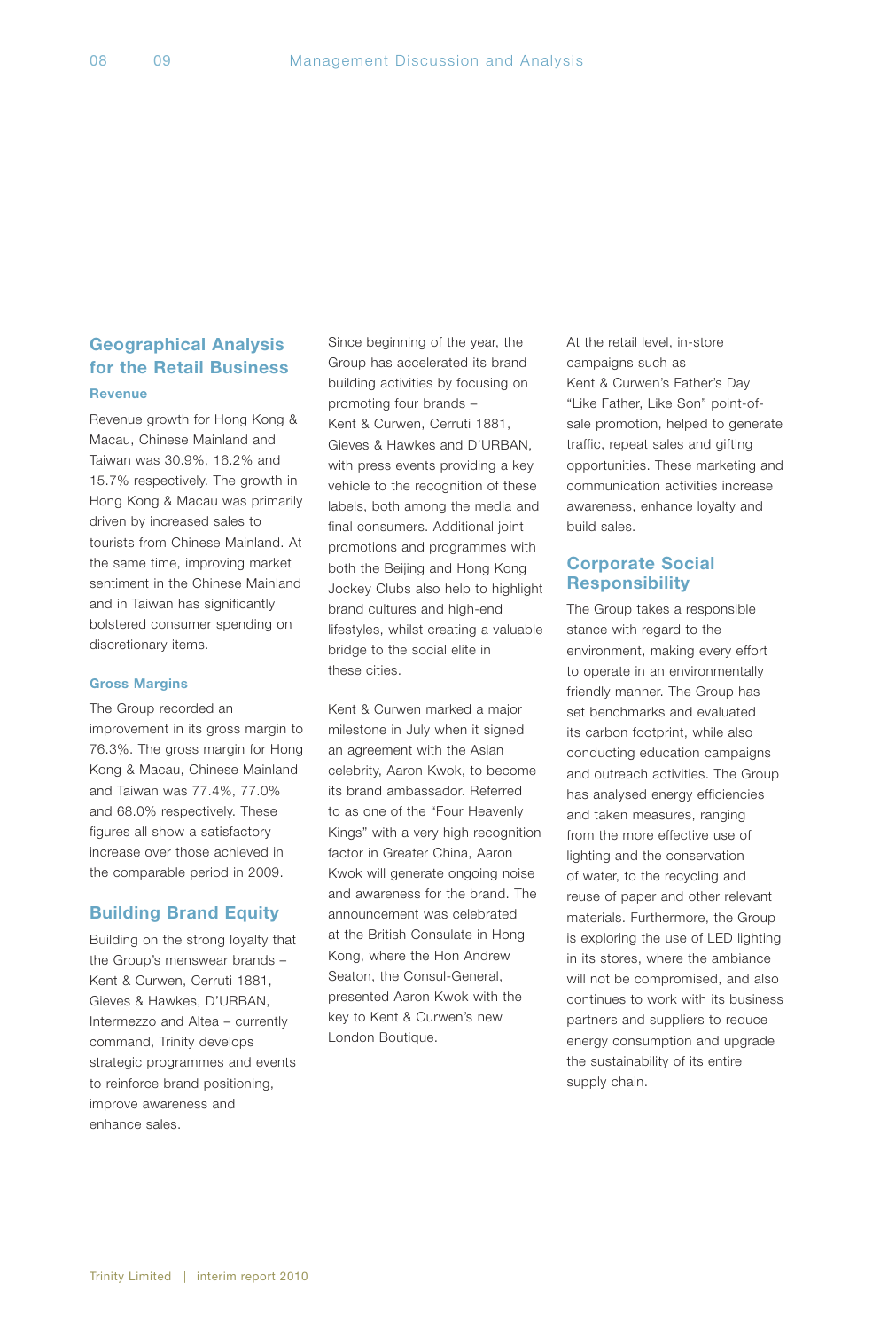## Geographical Analysis for the Retail Business

### Revenue

Revenue growth for Hong Kong & Macau, Chinese Mainland and Taiwan was 30.9%, 16.2% and 15.7% respectively. The growth in Hong Kong & Macau was primarily driven by increased sales to tourists from Chinese Mainland. At the same time, improving market sentiment in the Chinese Mainland and in Taiwan has significantly bolstered consumer spending on discretionary items.

### Gross Margins

The Group recorded an improvement in its gross margin to 76.3%. The gross margin for Hong Kong & Macau, Chinese Mainland and Taiwan was 77.4%, 77.0% and 68.0% respectively. These figures all show a satisfactory increase over those achieved in the comparable period in 2009.

## Building Brand Equity

Building on the strong loyalty that the Group's menswear brands – Kent & Curwen, Cerruti 1881, Gieves & Hawkes, D'URBAN, Intermezzo and Altea – currently command, Trinity develops strategic programmes and events to reinforce brand positioning, improve awareness and enhance sales.

Since beginning of the year, the Group has accelerated its brand building activities by focusing on promoting four brands – Kent & Curwen, Cerruti 1881, Gieves & Hawkes and D'URBAN, with press events providing a key vehicle to the recognition of these labels, both among the media and final consumers. Additional joint promotions and programmes with both the Beijing and Hong Kong Jockey Clubs also help to highlight brand cultures and high-end lifestyles, whilst creating a valuable bridge to the social elite in these cities.

Kent & Curwen marked a major milestone in July when it signed an agreement with the Asian celebrity, Aaron Kwok, to become its brand ambassador. Referred to as one of the "Four Heavenly Kings" with a very high recognition factor in Greater China, Aaron Kwok will generate ongoing noise and awareness for the brand. The announcement was celebrated at the British Consulate in Hong Kong, where the Hon Andrew Seaton, the Consul-General, presented Aaron Kwok with the key to Kent & Curwen's new London Boutique.

At the retail level, in-store campaigns such as Kent & Curwen's Father's Day "Like Father, Like Son" point-of-sale promotion, helped to generate traffic, repeat sales and gifting opportunities. These marketing and communication activities increase awareness, enhance loyalty and build sales.

## Corporate Social Responsibility

The Group takes a responsible stance with regard to the environment, making every effort to operate in an environmentally friendly manner. The Group has set benchmarks and evaluated its carbon footprint, while also conducting education campaigns and outreach activities. The Group has analysed energy efficiencies and taken measures, ranging from the more effective use of lighting and the conservation of water, to the recycling and reuse of paper and other relevant materials. Furthermore, the Group is exploring the use of LED lighting in its stores, where the ambiance will not be compromised, and also continues to work with its business partners and suppliers to reduce energy consumption and upgrade the sustainability of its entire supply chain.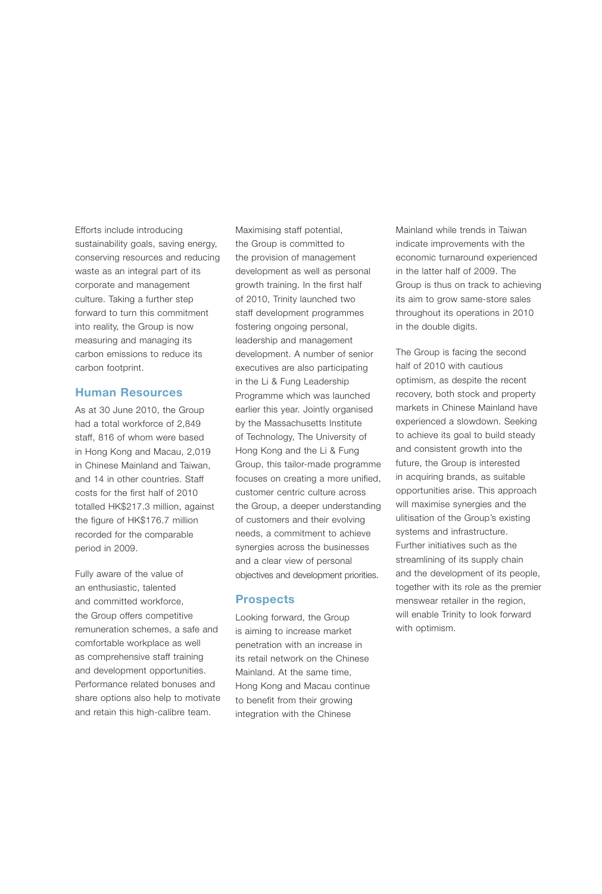Efforts include introducing sustainability goals, saving energy, conserving resources and reducing waste as an integral part of its corporate and management culture. Taking a further step forward to turn this commitment into reality, the Group is now measuring and managing its carbon emissions to reduce its carbon footprint.

## Human Resources

As at 30 June 2010, the Group had a total workforce of 2,849 staff, 816 of whom were based in Hong Kong and Macau, 2,019 in Chinese Mainland and Taiwan, and 14 in other countries. Staff costs for the first half of 2010 totalled HK$217.3 million, against the figure of HK$176.7 million recorded for the comparable period in 2009.

Fully aware of the value of an enthusiastic, talented and committed workforce, the Group offers competitive remuneration schemes, a safe and comfortable workplace as well as comprehensive staff training and development opportunities. Performance related bonuses and share options also help to motivate and retain this high-calibre team.

Maximising staff potential, the Group is committed to the provision of management development as well as personal growth training. In the first half of 2010, Trinity launched two staff development programmes fostering ongoing personal, leadership and management development. A number of senior executives are also participating in the Li & Fung Leadership Programme which was launched earlier this year. Jointly organised by the Massachusetts Institute of Technology, The University of Hong Kong and the Li & Fung Group, this tailor-made programme focuses on creating a more unified, customer centric culture across the Group, a deeper understanding of customers and their evolving needs, a commitment to achieve synergies across the businesses and a clear view of personal objectives and development priorities.

## Prospects

Looking forward, the Group is aiming to increase market penetration with an increase in its retail network on the Chinese Mainland. At the same time, Hong Kong and Macau continue to benefit from their growing integration with the Chinese Mainland while trends in Taiwan indicate improvements with the economic turnaround experienced in the latter half of 2009. The Group is thus on track to achieving its aim to grow same-store sales throughout its operations in 2010 in the double digits.

The Group is facing the second half of 2010 with cautious optimism, as despite the recent recovery, both stock and property markets in Chinese Mainland have experienced a slowdown. Seeking to achieve its goal to build steady and consistent growth into the future, the Group is interested in acquiring brands, as suitable opportunities arise. This approach will maximise synergies and the ulitisation of the Group's existing systems and infrastructure. Further initiatives such as the streamlining of its supply chain and the development of its people, together with its role as the premier menswear retailer in the region, will enable Trinity to look forward with optimism.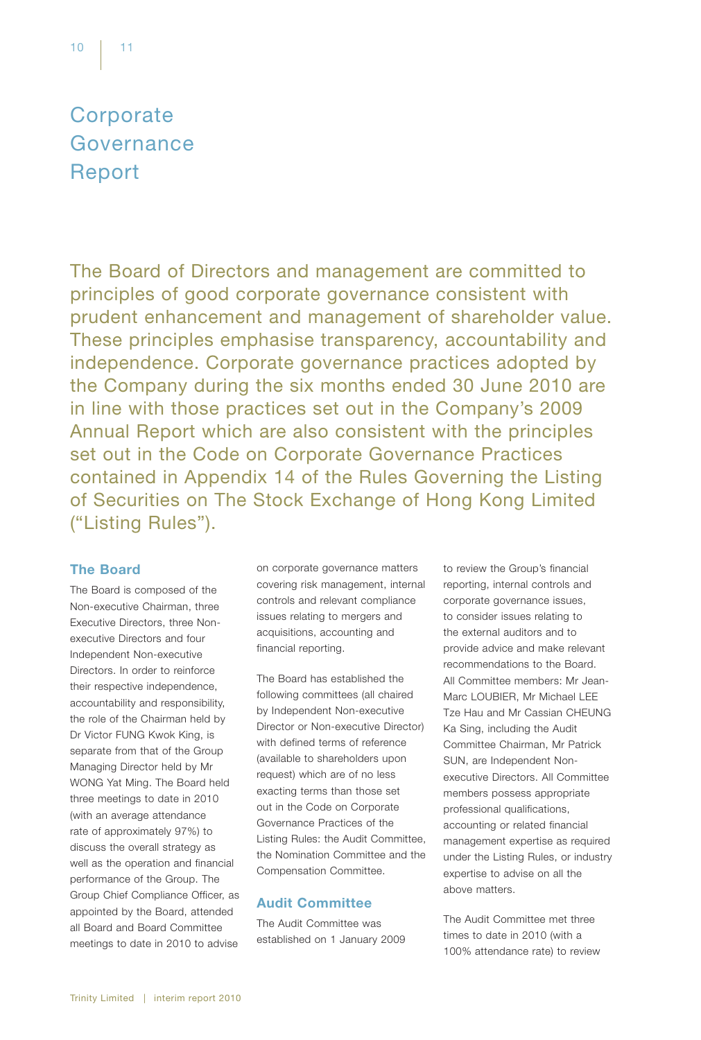# Corporate Governance Report

The Board of Directors and management are committed to principles of good corporate governance consistent with prudent enhancement and management of shareholder value. These principles emphasise transparency, accountability and independence. Corporate governance practices adopted by the Company during the six months ended 30 June 2010 are in line with those practices set out in the Company's 2009 Annual Report which are also consistent with the principles set out in the Code on Corporate Governance Practices contained in Appendix 14 of the Rules Governing the Listing of Securities on The Stock Exchange of Hong Kong Limited ("Listing Rules").

## The Board

The Board is composed of the Non-executive Chairman, three Executive Directors, three Non-executive Directors and four Independent Non-executive Directors. In order to reinforce their respective independence, accountability and responsibility, the role of the Chairman held by Dr Victor FUNG Kwok King, is separate from that of the Group Managing Director held by Mr WONG Yat Ming. The Board held three meetings to date in 2010 (with an average attendance rate of approximately 97%) to discuss the overall strategy as well as the operation and financial performance of the Group. The Group Chief Compliance Officer, as appointed by the Board, attended all Board and Board Committee meetings to date in 2010 to advise on corporate governance matters covering risk management, internal controls and relevant compliance issues relating to mergers and acquisitions, accounting and financial reporting.

The Board has established the following committees (all chaired by Independent Non-executive Director or Non-executive Director) with defined terms of reference (available to shareholders upon request) which are of no less exacting terms than those set out in the Code on Corporate Governance Practices of the Listing Rules: the Audit Committee, the Nomination Committee and the Compensation Committee.

## Audit Committee

The Audit Committee was established on 1 January 2009 to review the Group's financial reporting, internal controls and corporate governance issues, to consider issues relating to the external auditors and to provide advice and make relevant recommendations to the Board. All Committee members: Mr Jean-Marc LOUBIER, Mr Michael LEE Tze Hau and Mr Cassian CHEUNG Ka Sing, including the Audit Committee Chairman, Mr Patrick SUN, are Independent Non-executive Directors. All Committee members possess appropriate professional qualifications, accounting or related financial management expertise as required under the Listing Rules, or industry expertise to advise on all the above matters.

The Audit Committee met three times to date in 2010 (with a 100% attendance rate) to review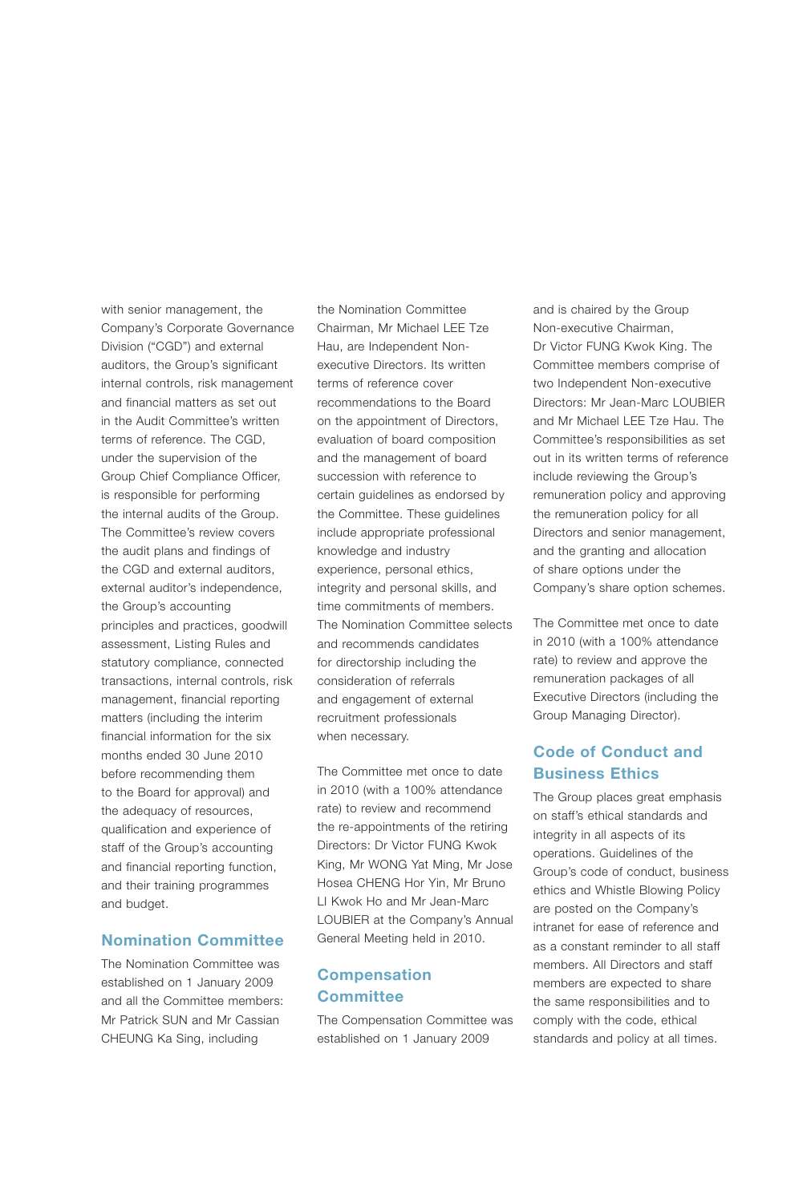with senior management, the Company's Corporate Governance Division ("CGD") and external auditors, the Group's significant internal controls, risk management and financial matters as set out in the Audit Committee's written terms of reference. The CGD, under the supervision of the Group Chief Compliance Officer, is responsible for performing the internal audits of the Group. The Committee's review covers the audit plans and findings of the CGD and external auditors, external auditor's independence, the Group's accounting principles and practices, goodwill assessment, Listing Rules and statutory compliance, connected transactions, internal controls, risk management, financial reporting matters (including the interim financial information for the six months ended 30 June 2010 before recommending them to the Board for approval) and the adequacy of resources, qualification and experience of staff of the Group's accounting and financial reporting function, and their training programmes and budget.

## Nomination Committee

The Nomination Committee was established on 1 January 2009 and all the Committee members: Mr Patrick SUN and Mr Cassian CHEUNG Ka Sing, including the Nomination Committee Chairman, Mr Michael LEE Tze Hau, are Independent Non-executive Directors. Its written terms of reference cover recommendations to the Board on the appointment of Directors, evaluation of board composition and the management of board succession with reference to certain guidelines as endorsed by the Committee. These guidelines include appropriate professional knowledge and industry experience, personal ethics, integrity and personal skills, and time commitments of members. The Nomination Committee selects and recommends candidates for directorship including the consideration of referrals and engagement of external recruitment professionals when necessary.

The Committee met once to date in 2010 (with a 100% attendance rate) to review and recommend the re-appointments of the retiring Directors: Dr Victor FUNG Kwok King, Mr WONG Yat Ming, Mr Jose Hosea CHENG Hor Yin, Mr Bruno LI Kwok Ho and Mr Jean-Marc LOUBIER at the Company's Annual General Meeting held in 2010.

## Compensation Committee

The Compensation Committee was established on 1 January 2009 and is chaired by the Group Non-executive Chairman, Dr Victor FUNG Kwok King. The Committee members comprise of two Independent Non-executive Directors: Mr Jean-Marc LOUBIER and Mr Michael LEE Tze Hau. The Committee's responsibilities as set out in its written terms of reference include reviewing the Group's remuneration policy and approving the remuneration policy for all Directors and senior management, and the granting and allocation of share options under the Company's share option schemes.

The Committee met once to date in 2010 (with a 100% attendance rate) to review and approve the remuneration packages of all Executive Directors (including the Group Managing Director).

## Code of Conduct and Business Ethics

The Group places great emphasis on staff's ethical standards and integrity in all aspects of its operations. Guidelines of the Group's code of conduct, business ethics and Whistle Blowing Policy are posted on the Company's intranet for ease of reference and as a constant reminder to all staff members. All Directors and staff members are expected to share the same responsibilities and to comply with the code, ethical standards and policy at all times.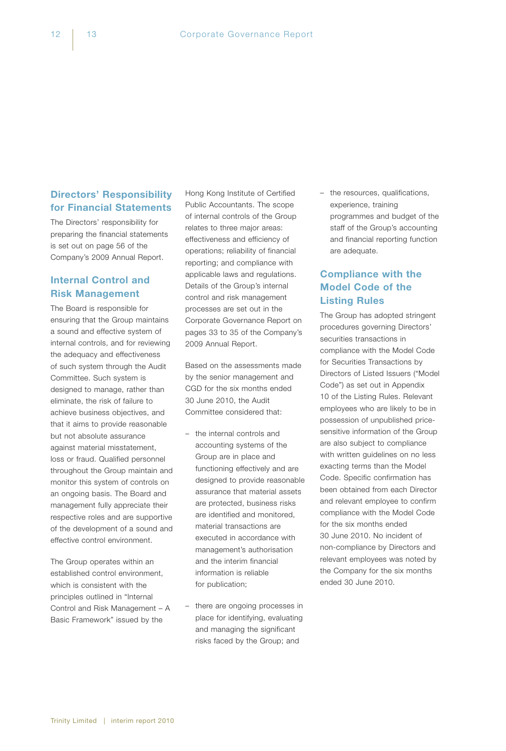## Directors' Responsibility for Financial Statements

The Directors' responsibility for preparing the financial statements is set out on page 56 of the Company's 2009 Annual Report.

## Internal Control and Risk Management

The Board is responsible for ensuring that the Group maintains a sound and effective system of internal controls, and for reviewing the adequacy and effectiveness of such system through the Audit Committee. Such system is designed to manage, rather than eliminate, the risk of failure to achieve business objectives, and that it aims to provide reasonable but not absolute assurance against material misstatement, loss or fraud. Qualified personnel throughout the Group maintain and monitor this system of controls on an ongoing basis. The Board and management fully appreciate their respective roles and are supportive of the development of a sound and effective control environment.

The Group operates within an established control environment, which is consistent with the principles outlined in "Internal Control and Risk Management – A Basic Framework" issued by the Hong Kong Institute of Certified Public Accountants. The scope of internal controls of the Group relates to three major areas: effectiveness and efficiency of operations; reliability of financial reporting; and compliance with applicable laws and regulations. Details of the Group's internal control and risk management processes are set out in the Corporate Governance Report on pages 33 to 35 of the Company's 2009 Annual Report.

Based on the assessments made by the senior management and CGD for the six months ended 30 June 2010, the Audit Committee considered that:

- the internal controls and accounting systems of the Group are in place and functioning effectively and are designed to provide reasonable assurance that material assets are protected, business risks are identified and monitored, material transactions are executed in accordance with management's authorisation and the interim financial information is reliable for publication;
- there are ongoing processes in place for identifying, evaluating and managing the significant risks faced by the Group; and
- the resources, qualifications, experience, training programmes and budget of the staff of the Group's accounting and financial reporting function are adequate.

## Compliance with the Model Code of the Listing Rules

The Group has adopted stringent procedures governing Directors' securities transactions in compliance with the Model Code for Securities Transactions by Directors of Listed Issuers ("Model Code") as set out in Appendix 10 of the Listing Rules. Relevant employees who are likely to be in possession of unpublished price-sensitive information of the Group are also subject to compliance with written guidelines on no less exacting terms than the Model Code. Specific confirmation has been obtained from each Director and relevant employee to confirm compliance with the Model Code for the six months ended 30 June 2010. No incident of non-compliance by Directors and relevant employees was noted by the Company for the six months ended 30 June 2010.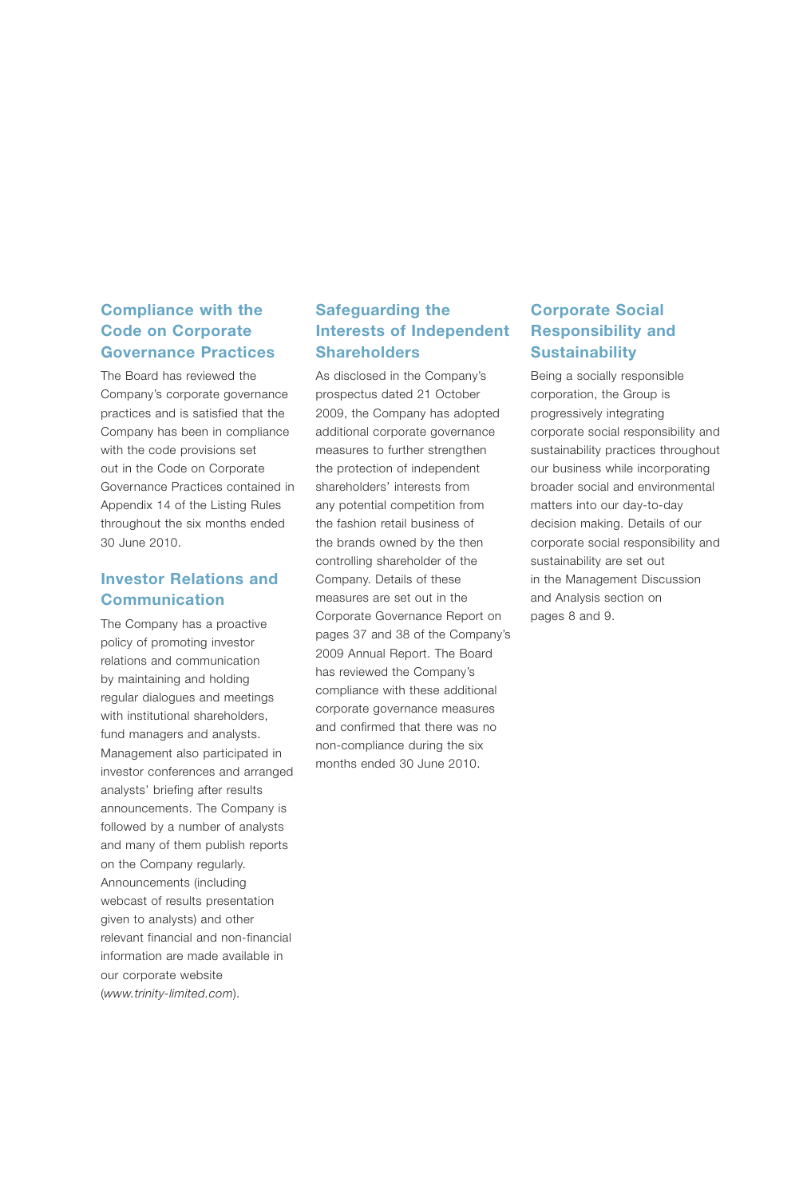## Compliance with the Code on Corporate Governance Practices

The Board has reviewed the Company's corporate governance practices and is satisfied that the Company has been in compliance with the code provisions set out in the Code on Corporate Governance Practices contained in Appendix 14 of the Listing Rules throughout the six months ended 30 June 2010.

## Investor Relations and Communication

The Company has a proactive policy of promoting investor relations and communication by maintaining and holding regular dialogues and meetings with institutional shareholders, fund managers and analysts. Management also participated in investor conferences and arranged analysts' briefing after results announcements. The Company is followed by a number of analysts and many of them publish reports on the Company regularly. Announcements (including webcast of results presentation given to analysts) and other relevant financial and non-financial information are made available in our corporate website (*www.trinity-limited.com*).

## Safeguarding the Interests of Independent Shareholders

As disclosed in the Company's prospectus dated 21 October 2009, the Company has adopted additional corporate governance measures to further strengthen the protection of independent shareholders' interests from any potential competition from the fashion retail business of the brands owned by the then controlling shareholder of the Company. Details of these measures are set out in the Corporate Governance Report on pages 37 and 38 of the Company's 2009 Annual Report. The Board has reviewed the Company's compliance with these additional corporate governance measures and confirmed that there was no non-compliance during the six months ended 30 June 2010.

## Corporate Social Responsibility and Sustainability

Being a socially responsible corporation, the Group is progressively integrating corporate social responsibility and sustainability practices throughout our business while incorporating broader social and environmental matters into our day-to-day decision making. Details of our corporate social responsibility and sustainability are set out in the Management Discussion and Analysis section on pages 8 and 9.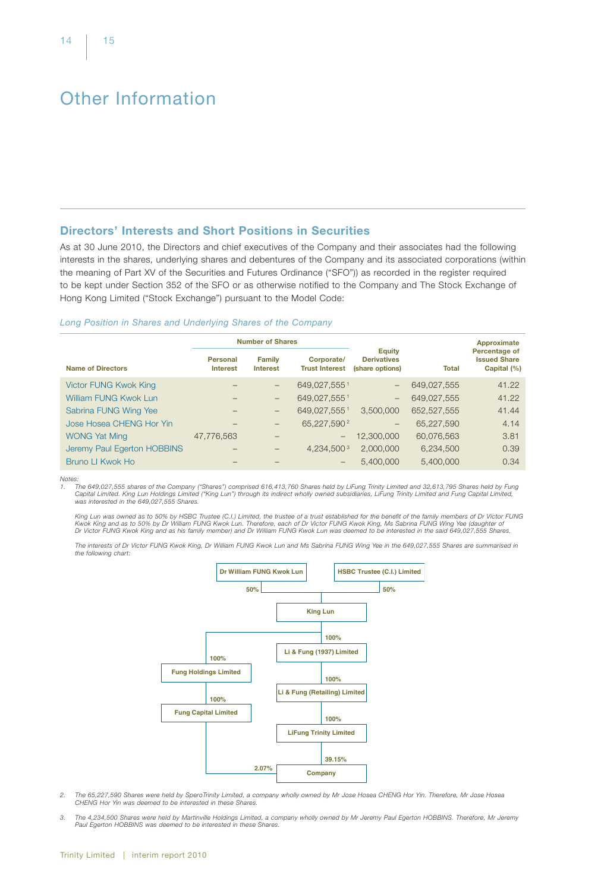# Other Information

## Directors' Interests and Short Positions in Securities

As at 30 June 2010, the Directors and chief executives of the Company and their associates had the following interests in the shares, underlying shares and debentures of the Company and its associated corporations (within the meaning of Part XV of the Securities and Futures Ordinance ("SFO")) as recorded in the register required to be kept under Section 352 of the SFO or as otherwise notified to the Company and The Stock Exchange of Hong Kong Limited ("Stock Exchange") pursuant to the Model Code:

*Long Position in Shares and Underlying Shares of the Company*

| Name of Directors | Number of Shares | | | Equity Derivatives (share options) | Total | Approximate Percentage of Issued Share Capital (%) |
|---|---|---|---|---|---|---|
| | Personal Interest | Family Interest | Corporate/ Trust Interest | | | |
| Victor FUNG Kwok King | – | – | 649,027,555 [1] | – | 649,027,555 | 41.22 |
| William FUNG Kwok Lun | – | – | 649,027,555 [1] | – | 649,027,555 | 41.22 |
| Sabrina FUNG Wing Yee | – | – | 649,027,555 [1] | 3,500,000 | 652,527,555 | 41.44 |
| Jose Hosea CHENG Hor Yin | – | – | 65,227,590 [2] | – | 65,227,590 | 4.14 |
| WONG Yat Ming | 47,776,563 | – | – | 12,300,000 | 60,076,563 | 3.81 |
| Jeremy Paul Egerton HOBBINS | – | – | 4,234,500 [3] | 2,000,000 | 6,234,500 | 0.39 |
| Bruno LI Kwok Ho | – | – | – | 5,400,000 | 5,400,000 | 0.34 |

Notes:

1. The 649,027,555 shares of the Company ("Shares") comprised 616,413,760 Shares held by LiFung Trinity Limited and 32,613,795 Shares held by Fung Capital Limited. King Lun Holdings Limited ("King Lun") through its indirect wholly owned subsidiaries, LiFung Trinity Limited and Fung Capital Limited, was interested in the 649,027,555 Shares.

   King Lun was owned as to 50% by HSBC Trustee (C.I.) Limited, the trustee of a trust established for the benefit of the family members of Dr Victor FUNG Kwok King and as to 50% by Dr William FUNG Kwok Lun. Therefore, each of Dr Victor FUNG Kwok King, Ms Sabrina FUNG Wing Yee (daughter of Dr Victor FUNG Kwok King and as his family member) and Dr William FUNG Kwok Lun was deemed to be interested in the said 649,027,555 Shares.

   The interests of Dr Victor FUNG Kwok King, Dr William FUNG Kwok Lun and Ms Sabrina FUNG Wing Yee in the 649,027,555 Shares are summarised in the following chart:

   - Dr William FUNG Kwok Lun (50%) and HSBC Trustee (C.I.) Limited (50%) → King Lun
   - King Lun → 100% Li & Fung (1937) Limited → 100% Li & Fung (Retailing) Limited → 100% LiFung Trinity Limited → 39.15% Company
   - King Lun → 100% Fung Holdings Limited → 100% Fung Capital Limited → 2.07% Company

2. The 65,227,590 Shares were held by SperoTrinity Limited, a company wholly owned by Mr Jose Hosea CHENG Hor Yin. Therefore, Mr Jose Hosea CHENG Hor Yin was deemed to be interested in these Shares.

3. The 4,234,500 Shares were held by Martinville Holdings Limited, a company wholly owned by Mr Jeremy Paul Egerton HOBBINS. Therefore, Mr Jeremy Paul Egerton HOBBINS was deemed to be interested in these Shares.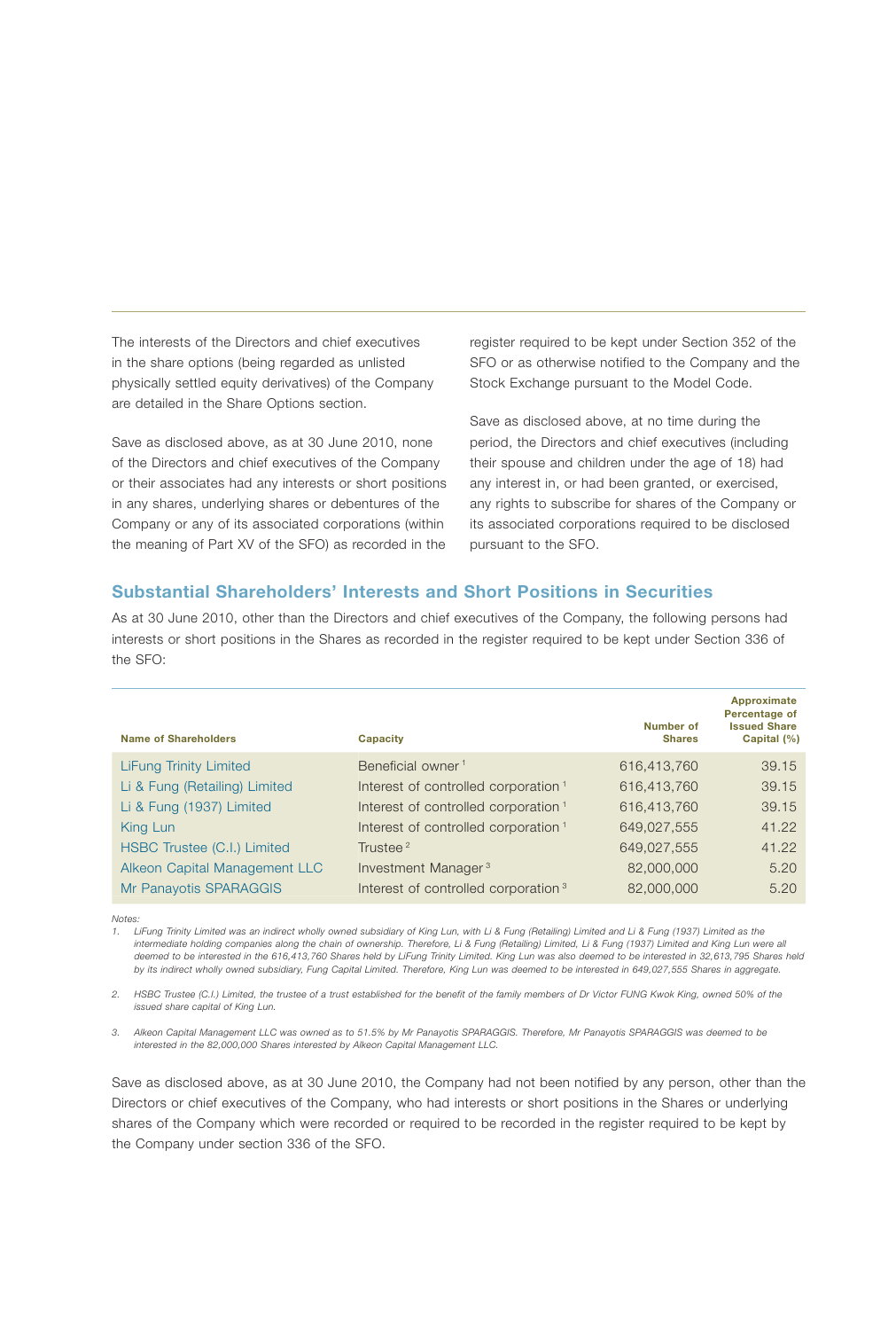The interests of the Directors and chief executives in the share options (being regarded as unlisted physically settled equity derivatives) of the Company are detailed in the Share Options section.

Save as disclosed above, as at 30 June 2010, none of the Directors and chief executives of the Company or their associates had any interests or short positions in any shares, underlying shares or debentures of the Company or any of its associated corporations (within the meaning of Part XV of the SFO) as recorded in the register required to be kept under Section 352 of the SFO or as otherwise notified to the Company and the Stock Exchange pursuant to the Model Code.

Save as disclosed above, at no time during the period, the Directors and chief executives (including their spouse and children under the age of 18) had any interest in, or had been granted, or exercised, any rights to subscribe for shares of the Company or its associated corporations required to be disclosed pursuant to the SFO.

## Substantial Shareholders' Interests and Short Positions in Securities

As at 30 June 2010, other than the Directors and chief executives of the Company, the following persons had interests or short positions in the Shares as recorded in the register required to be kept under Section 336 of the SFO:

| Name of Shareholders | Capacity | Number of Shares | Approximate Percentage of Issued Share Capital (%) |
|---|---|---|---|
| LiFung Trinity Limited | Beneficial owner [1] | 616,413,760 | 39.15 |
| Li & Fung (Retailing) Limited | Interest of controlled corporation [1] | 616,413,760 | 39.15 |
| Li & Fung (1937) Limited | Interest of controlled corporation [1] | 616,413,760 | 39.15 |
| King Lun | Interest of controlled corporation [1] | 649,027,555 | 41.22 |
| HSBC Trustee (C.I.) Limited | Trustee [2] | 649,027,555 | 41.22 |
| Alkeon Capital Management LLC | Investment Manager [3] | 82,000,000 | 5.20 |
| Mr Panayotis SPARAGGIS | Interest of controlled corporation [3] | 82,000,000 | 5.20 |

*Notes:*

1. *LiFung Trinity Limited was an indirect wholly owned subsidiary of King Lun, with Li & Fung (Retailing) Limited and Li & Fung (1937) Limited as the intermediate holding companies along the chain of ownership. Therefore, Li & Fung (Retailing) Limited, Li & Fung (1937) Limited and King Lun were all deemed to be interested in the 616,413,760 Shares held by LiFung Trinity Limited. King Lun was also deemed to be interested in 32,613,795 Shares held by its indirect wholly owned subsidiary, Fung Capital Limited. Therefore, King Lun was deemed to be interested in 649,027,555 Shares in aggregate.*

2. *HSBC Trustee (C.I.) Limited, the trustee of a trust established for the benefit of the family members of Dr Victor FUNG Kwok King, owned 50% of the issued share capital of King Lun.*

3. *Alkeon Capital Management LLC was owned as to 51.5% by Mr Panayotis SPARAGGIS. Therefore, Mr Panayotis SPARAGGIS was deemed to be interested in the 82,000,000 Shares interested by Alkeon Capital Management LLC.*

Save as disclosed above, as at 30 June 2010, the Company had not been notified by any person, other than the Directors or chief executives of the Company, who had interests or short positions in the Shares or underlying shares of the Company which were recorded or required to be recorded in the register required to be kept by the Company under section 336 of the SFO.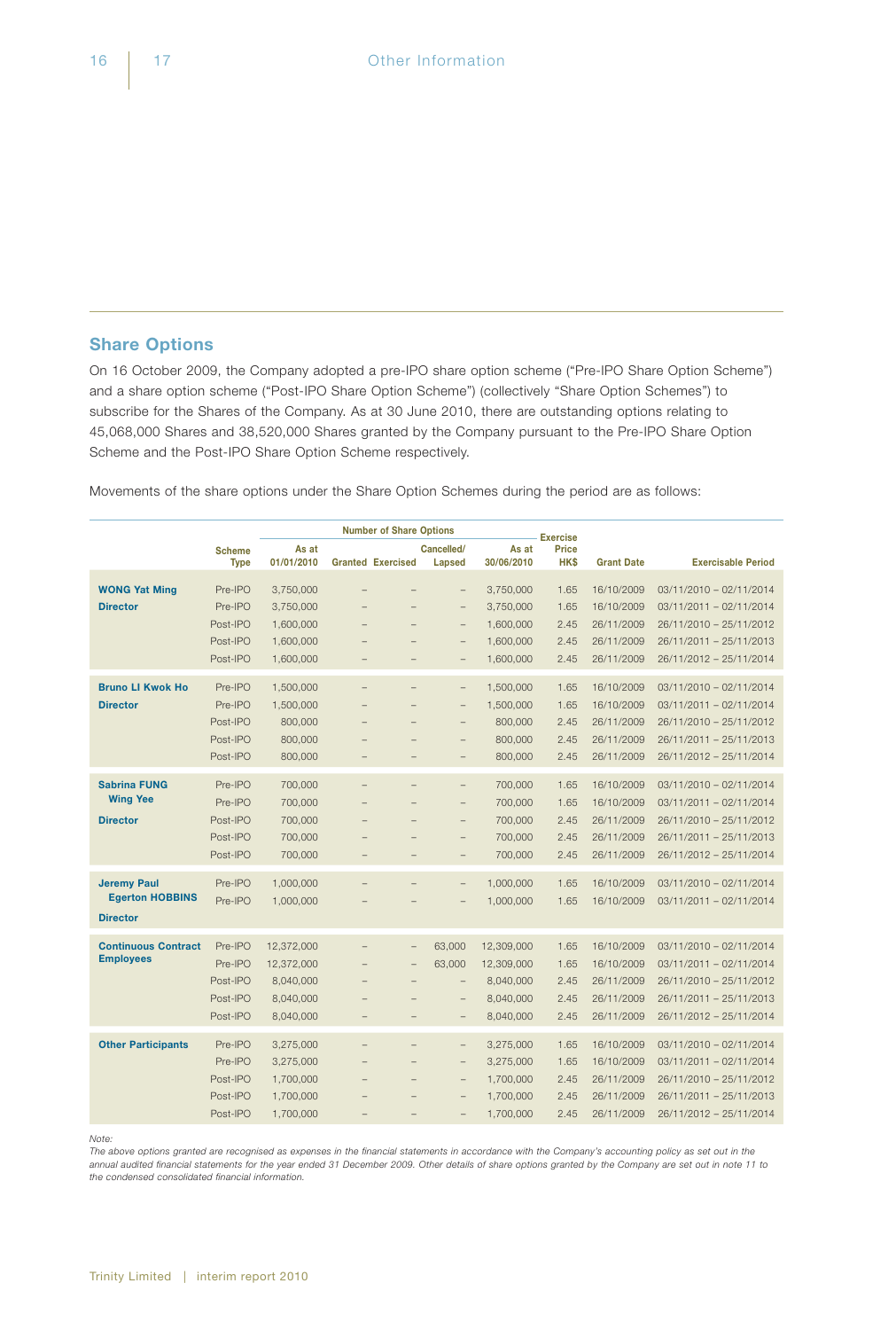## Share Options

On 16 October 2009, the Company adopted a pre-IPO share option scheme ("Pre-IPO Share Option Scheme") and a share option scheme ("Post-IPO Share Option Scheme") (collectively "Share Option Schemes") to subscribe for the Shares of the Company. As at 30 June 2010, there are outstanding options relating to 45,068,000 Shares and 38,520,000 Shares granted by the Company pursuant to the Pre-IPO Share Option Scheme and the Post-IPO Share Option Scheme respectively.

Movements of the share options under the Share Option Schemes during the period are as follows:

| | Scheme Type | Number of Share Options | | | | | Exercise Price HK$ | Grant Date | Exercisable Period |
|---|---|---|---|---|---|---|---|---|---|
| | | As at 01/01/2010 | Granted | Exercised | Cancelled/ Lapsed | As at 30/06/2010 | | | |
| **WONG Yat Ming** | Pre-IPO | 3,750,000 | – | – | – | 3,750,000 | 1.65 | 16/10/2009 | 03/11/2010 – 02/11/2014 |
| **Director** | Pre-IPO | 3,750,000 | – | – | – | 3,750,000 | 1.65 | 16/10/2009 | 03/11/2011 – 02/11/2014 |
| | Post-IPO | 1,600,000 | – | – | – | 1,600,000 | 2.45 | 26/11/2009 | 26/11/2010 – 25/11/2012 |
| | Post-IPO | 1,600,000 | – | – | – | 1,600,000 | 2.45 | 26/11/2009 | 26/11/2011 – 25/11/2013 |
| | Post-IPO | 1,600,000 | – | – | – | 1,600,000 | 2.45 | 26/11/2009 | 26/11/2012 – 25/11/2014 |
| **Bruno LI Kwok Ho** | Pre-IPO | 1,500,000 | – | – | – | 1,500,000 | 1.65 | 16/10/2009 | 03/11/2010 – 02/11/2014 |
| **Director** | Pre-IPO | 1,500,000 | – | – | – | 1,500,000 | 1.65 | 16/10/2009 | 03/11/2011 – 02/11/2014 |
| | Post-IPO | 800,000 | – | – | – | 800,000 | 2.45 | 26/11/2009 | 26/11/2010 – 25/11/2012 |
| | Post-IPO | 800,000 | – | – | – | 800,000 | 2.45 | 26/11/2009 | 26/11/2011 – 25/11/2013 |
| | Post-IPO | 800,000 | – | – | – | 800,000 | 2.45 | 26/11/2009 | 26/11/2012 – 25/11/2014 |
| **Sabrina FUNG Wing Yee** | Pre-IPO | 700,000 | – | – | – | 700,000 | 1.65 | 16/10/2009 | 03/11/2010 – 02/11/2014 |
| | Pre-IPO | 700,000 | – | – | – | 700,000 | 1.65 | 16/10/2009 | 03/11/2011 – 02/11/2014 |
| **Director** | Post-IPO | 700,000 | – | – | – | 700,000 | 2.45 | 26/11/2009 | 26/11/2010 – 25/11/2012 |
| | Post-IPO | 700,000 | – | – | – | 700,000 | 2.45 | 26/11/2009 | 26/11/2011 – 25/11/2013 |
| | Post-IPO | 700,000 | – | – | – | 700,000 | 2.45 | 26/11/2009 | 26/11/2012 – 25/11/2014 |
| **Jeremy Paul Egerton HOBBINS** | Pre-IPO | 1,000,000 | – | – | – | 1,000,000 | 1.65 | 16/10/2009 | 03/11/2010 – 02/11/2014 |
| **Director** | Pre-IPO | 1,000,000 | – | – | – | 1,000,000 | 1.65 | 16/10/2009 | 03/11/2011 – 02/11/2014 |
| **Continuous Contract Employees** | Pre-IPO | 12,372,000 | – | – | 63,000 | 12,309,000 | 1.65 | 16/10/2009 | 03/11/2010 – 02/11/2014 |
| | Pre-IPO | 12,372,000 | – | – | 63,000 | 12,309,000 | 1.65 | 16/10/2009 | 03/11/2011 – 02/11/2014 |
| | Post-IPO | 8,040,000 | – | – | – | 8,040,000 | 2.45 | 26/11/2009 | 26/11/2010 – 25/11/2012 |
| | Post-IPO | 8,040,000 | – | – | – | 8,040,000 | 2.45 | 26/11/2009 | 26/11/2011 – 25/11/2013 |
| | Post-IPO | 8,040,000 | – | – | – | 8,040,000 | 2.45 | 26/11/2009 | 26/11/2012 – 25/11/2014 |
| **Other Participants** | Pre-IPO | 3,275,000 | – | – | – | 3,275,000 | 1.65 | 16/10/2009 | 03/11/2010 – 02/11/2014 |
| | Pre-IPO | 3,275,000 | – | – | – | 3,275,000 | 1.65 | 16/10/2009 | 03/11/2011 – 02/11/2014 |
| | Post-IPO | 1,700,000 | – | – | – | 1,700,000 | 2.45 | 26/11/2009 | 26/11/2010 – 25/11/2012 |
| | Post-IPO | 1,700,000 | – | – | – | 1,700,000 | 2.45 | 26/11/2009 | 26/11/2011 – 25/11/2013 |
| | Post-IPO | 1,700,000 | – | – | – | 1,700,000 | 2.45 | 26/11/2009 | 26/11/2012 – 25/11/2014 |

*Note:*

*The above options granted are recognised as expenses in the financial statements in accordance with the Company's accounting policy as set out in the annual audited financial statements for the year ended 31 December 2009. Other details of share options granted by the Company are set out in note 11 to the condensed consolidated financial information.*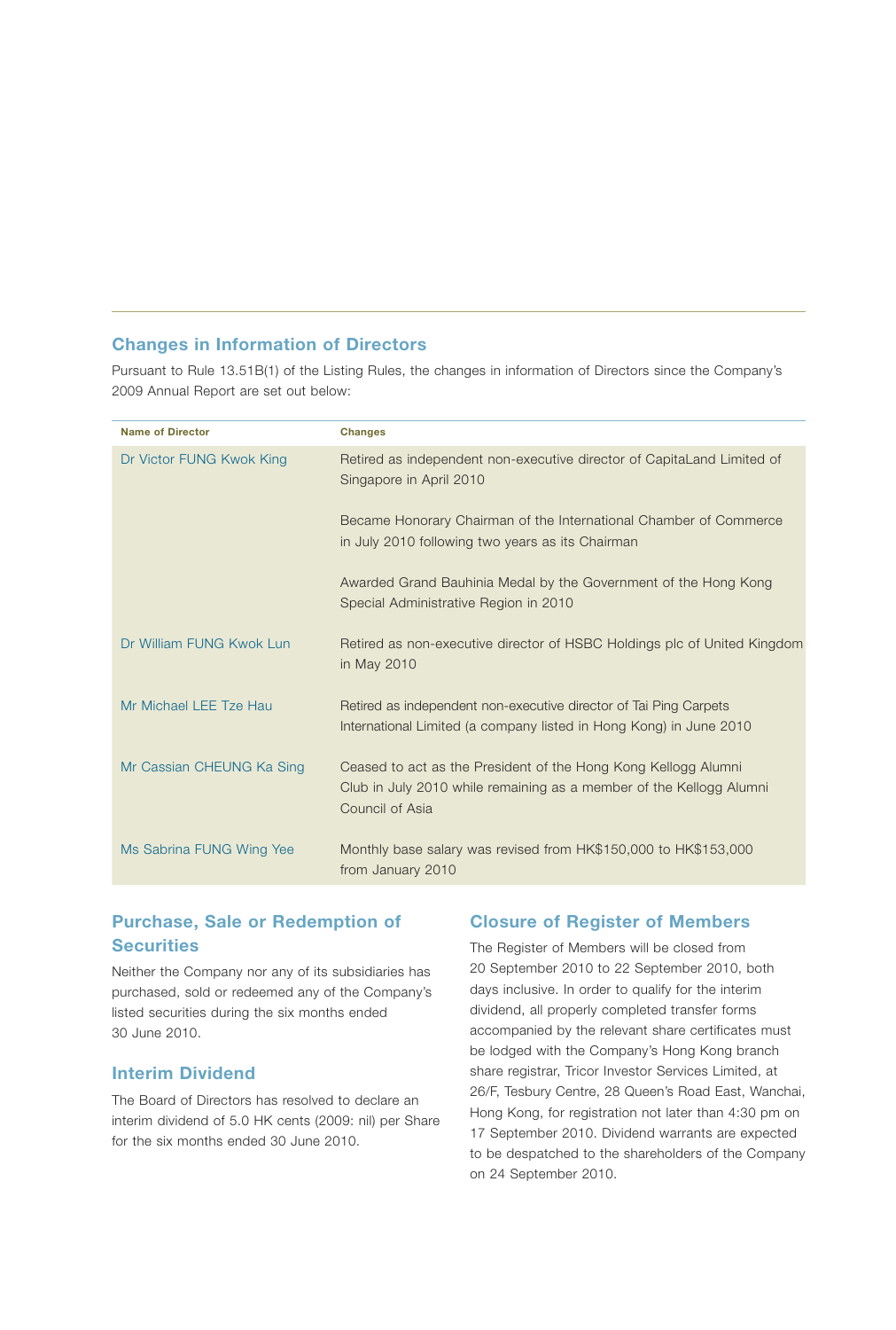## Changes in Information of Directors

Pursuant to Rule 13.51B(1) of the Listing Rules, the changes in information of Directors since the Company's 2009 Annual Report are set out below:

| Name of Director | Changes |
| --- | --- |
| Dr Victor FUNG Kwok King | Retired as independent non-executive director of CapitaLand Limited of Singapore in April 2010 |
| | Became Honorary Chairman of the International Chamber of Commerce in July 2010 following two years as its Chairman |
| | Awarded Grand Bauhinia Medal by the Government of the Hong Kong Special Administrative Region in 2010 |
| Dr William FUNG Kwok Lun | Retired as non-executive director of HSBC Holdings plc of United Kingdom in May 2010 |
| Mr Michael LEE Tze Hau | Retired as independent non-executive director of Tai Ping Carpets International Limited (a company listed in Hong Kong) in June 2010 |
| Mr Cassian CHEUNG Ka Sing | Ceased to act as the President of the Hong Kong Kellogg Alumni Club in July 2010 while remaining as a member of the Kellogg Alumni Council of Asia |
| Ms Sabrina FUNG Wing Yee | Monthly base salary was revised from HK$150,000 to HK$153,000 from January 2010 |

## Purchase, Sale or Redemption of Securities

Neither the Company nor any of its subsidiaries has purchased, sold or redeemed any of the Company's listed securities during the six months ended 30 June 2010.

## Interim Dividend

The Board of Directors has resolved to declare an interim dividend of 5.0 HK cents (2009: nil) per Share for the six months ended 30 June 2010.

## Closure of Register of Members

The Register of Members will be closed from 20 September 2010 to 22 September 2010, both days inclusive. In order to qualify for the interim dividend, all properly completed transfer forms accompanied by the relevant share certificates must be lodged with the Company's Hong Kong branch share registrar, Tricor Investor Services Limited, at 26/F, Tesbury Centre, 28 Queen's Road East, Wanchai, Hong Kong, for registration not later than 4:30 pm on 17 September 2010. Dividend warrants are expected to be despatched to the shareholders of the Company on 24 September 2010.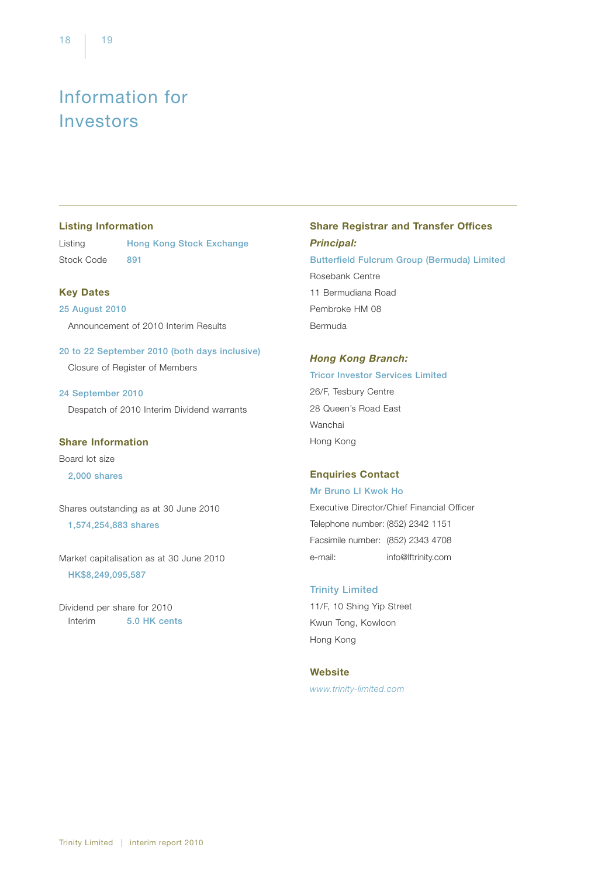# Information for Investors

## Listing Information

Listing Hong Kong Stock Exchange

Stock Code 891

## Key Dates

**25 August 2010**

Announcement of 2010 Interim Results

**20 to 22 September 2010 (both days inclusive)**

Closure of Register of Members

**24 September 2010**

Despatch of 2010 Interim Dividend warrants

## Share Information

Board lot size

**2,000 shares**

Shares outstanding as at 30 June 2010

**1,574,254,883 shares**

Market capitalisation as at 30 June 2010

**HK$8,249,095,587**

Dividend per share for 2010

Interim **5.0 HK cents**

## Share Registrar and Transfer Offices

***Principal:***

**Butterfield Fulcrum Group (Bermuda) Limited**

Rosebank Centre

11 Bermudiana Road

Pembroke HM 08

Bermuda

***Hong Kong Branch:***

**Tricor Investor Services Limited**

26/F, Tesbury Centre

28 Queen's Road East

Wanchai

Hong Kong

## Enquiries Contact

**Mr Bruno LI Kwok Ho**

Executive Director/Chief Financial Officer

Telephone number: (852) 2342 1151

Facsimile number: (852) 2343 4708

e-mail: info@lftrinity.com

**Trinity Limited**

11/F, 10 Shing Yip Street

Kwun Tong, Kowloon

Hong Kong

## Website

*www.trinity-limited.com*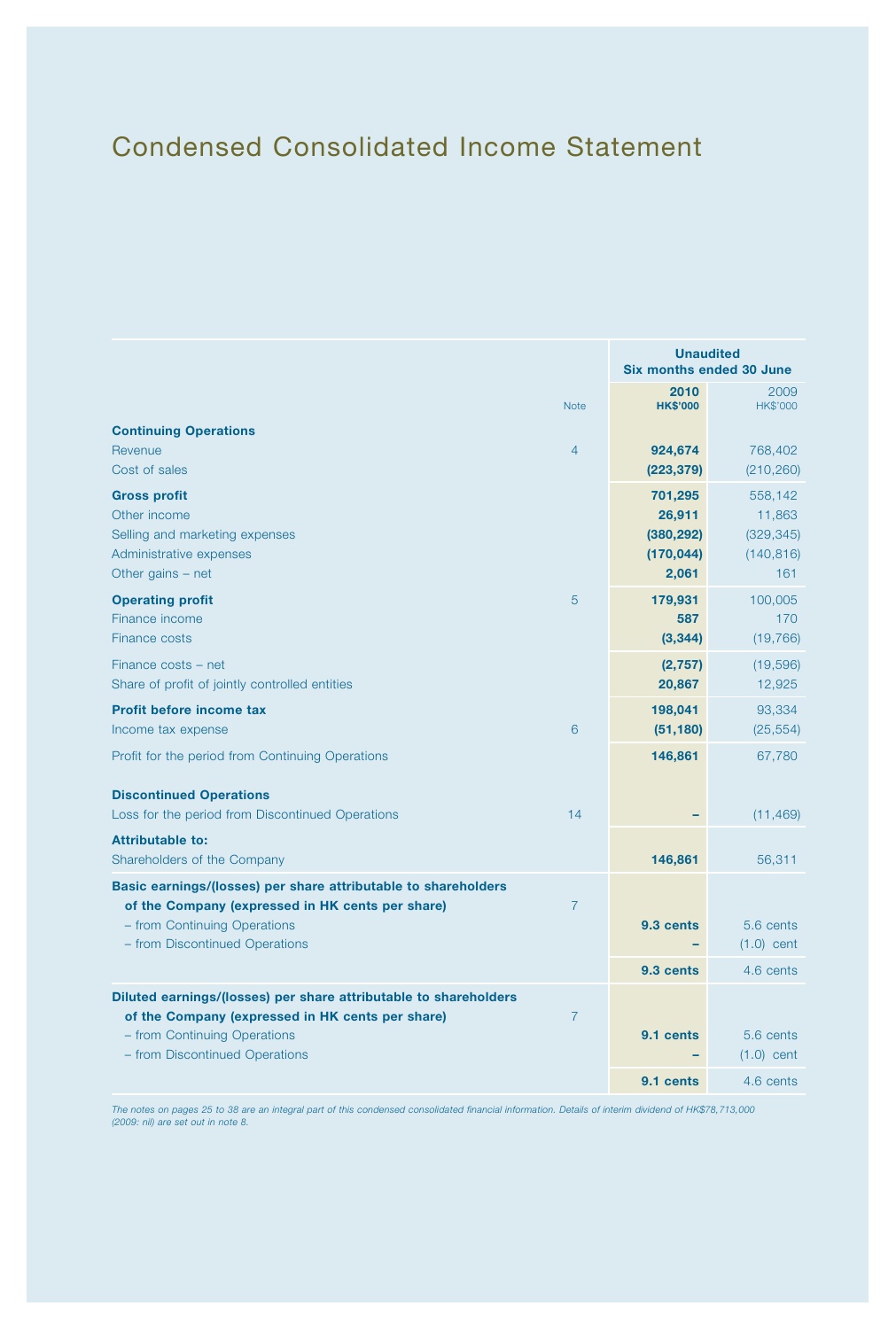# Condensed Consolidated Income Statement

| | Note | Unaudited Six months ended 30 June | |
|---|---|---|---|
| | | **2010** **HK$'000** | 2009 HK$'000 |
| **Continuing Operations** | | | |
| Revenue | 4 | **924,674** | 768,402 |
| Cost of sales | | **(223,379)** | (210,260) |
| **Gross profit** | | **701,295** | 558,142 |
| Other income | | **26,911** | 11,863 |
| Selling and marketing expenses | | **(380,292)** | (329,345) |
| Administrative expenses | | **(170,044)** | (140,816) |
| Other gains – net | | **2,061** | 161 |
| **Operating profit** | 5 | **179,931** | 100,005 |
| Finance income | | **587** | 170 |
| Finance costs | | **(3,344)** | (19,766) |
| Finance costs – net | | **(2,757)** | (19,596) |
| Share of profit of jointly controlled entities | | **20,867** | 12,925 |
| **Profit before income tax** | | **198,041** | 93,334 |
| Income tax expense | 6 | **(51,180)** | (25,554) |
| Profit for the period from Continuing Operations | | **146,861** | 67,780 |
| **Discontinued Operations** | | | |
| Loss for the period from Discontinued Operations | 14 | **–** | (11,469) |
| **Attributable to:** | | | |
| Shareholders of the Company | | **146,861** | 56,311 |
| **Basic earnings/(losses) per share attributable to shareholders of the Company (expressed in HK cents per share)** | 7 | | |
| – from Continuing Operations | | **9.3 cents** | 5.6 cents |
| – from Discontinued Operations | | **–** | (1.0) cent |
| | | **9.3 cents** | 4.6 cents |
| **Diluted earnings/(losses) per share attributable to shareholders of the Company (expressed in HK cents per share)** | 7 | | |
| – from Continuing Operations | | **9.1 cents** | 5.6 cents |
| – from Discontinued Operations | | **–** | (1.0) cent |
| | | **9.1 cents** | 4.6 cents |

*The notes on pages 25 to 38 are an integral part of this condensed consolidated financial information. Details of interim dividend of HK$78,713,000 (2009: nil) are set out in note 8.*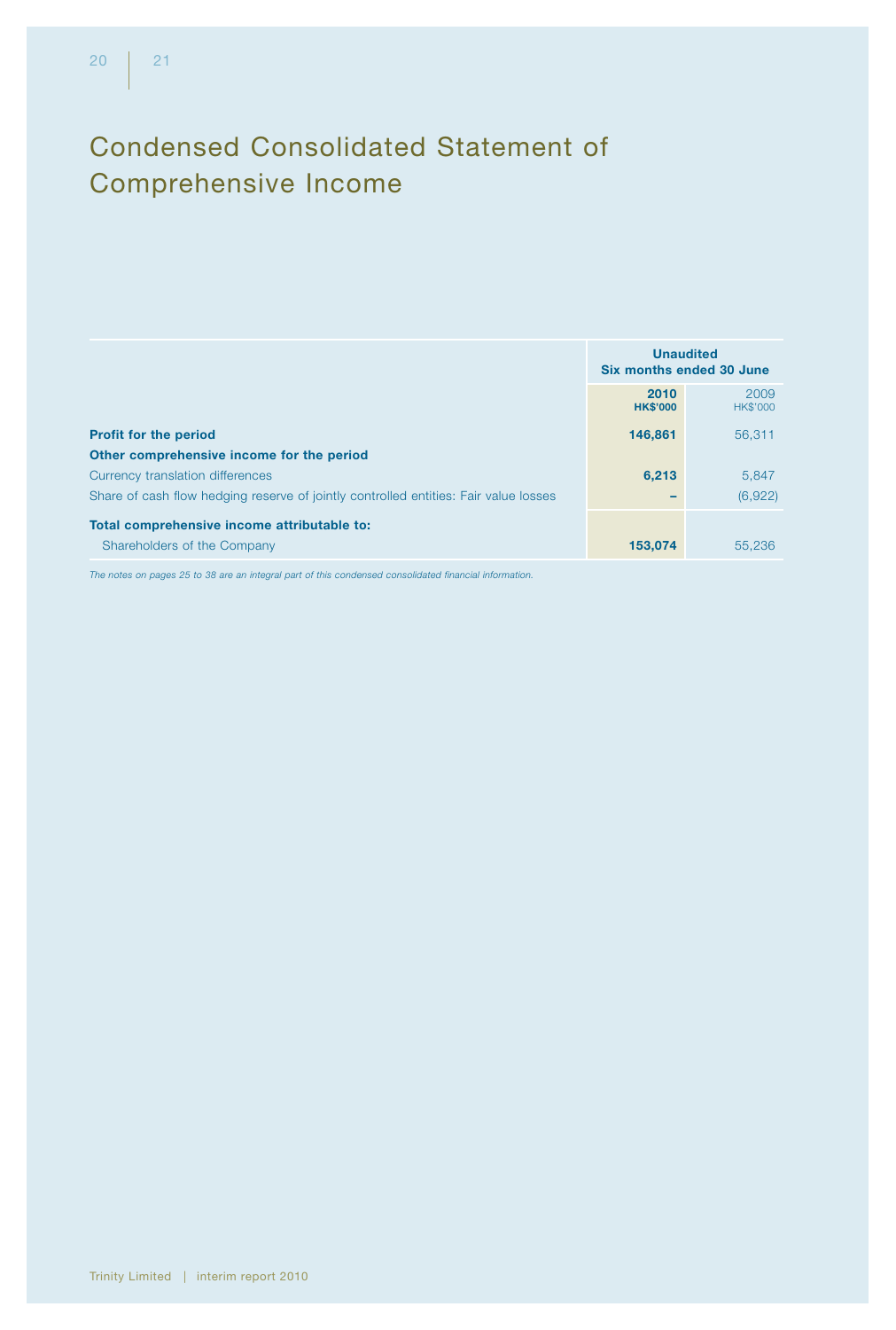# Condensed Consolidated Statement of Comprehensive Income

| | Unaudited Six months ended 30 June | |
|---|---|---|
| | **2010** **HK$'000** | 2009 HK$'000 |
| **Profit for the period** | **146,861** | 56,311 |
| **Other comprehensive income for the period** | | |
| Currency translation differences | **6,213** | 5,847 |
| Share of cash flow hedging reserve of jointly controlled entities: Fair value losses | **–** | (6,922) |
| **Total comprehensive income attributable to:** | | |
| Shareholders of the Company | **153,074** | 55,236 |

*The notes on pages 25 to 38 are an integral part of this condensed consolidated financial information.*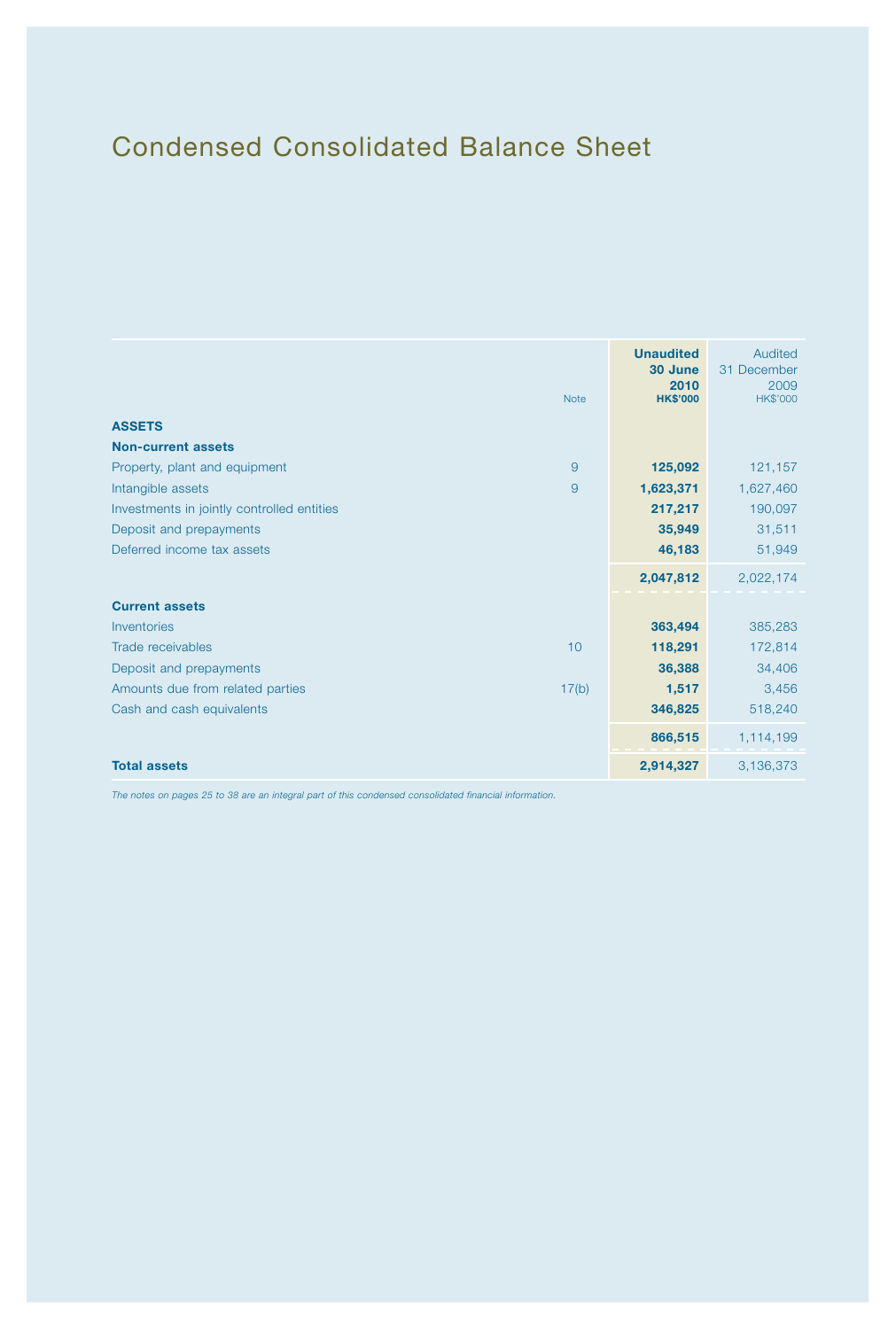# Condensed Consolidated Balance Sheet

| | Note | **Unaudited 30 June 2010 HK$'000** | Audited 31 December 2009 HK$'000 |
|---|---|---|---|
| **ASSETS** | | | |
| **Non-current assets** | | | |
| Property, plant and equipment | 9 | **125,092** | 121,157 |
| Intangible assets | 9 | **1,623,371** | 1,627,460 |
| Investments in jointly controlled entities | | **217,217** | 190,097 |
| Deposit and prepayments | | **35,949** | 31,511 |
| Deferred income tax assets | | **46,183** | 51,949 |
| | | **2,047,812** | 2,022,174 |
| **Current assets** | | | |
| Inventories | | **363,494** | 385,283 |
| Trade receivables | 10 | **118,291** | 172,814 |
| Deposit and prepayments | | **36,388** | 34,406 |
| Amounts due from related parties | 17(b) | **1,517** | 3,456 |
| Cash and cash equivalents | | **346,825** | 518,240 |
| | | **866,515** | 1,114,199 |
| **Total assets** | | **2,914,327** | 3,136,373 |

*The notes on pages 25 to 38 are an integral part of this condensed consolidated financial information.*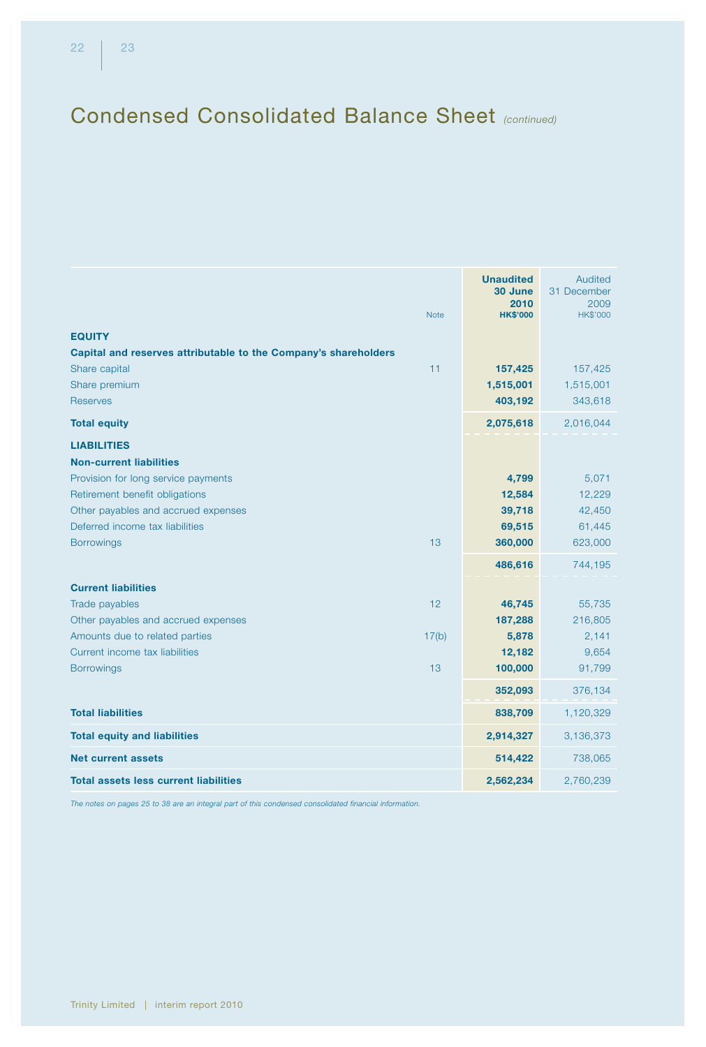# Condensed Consolidated Balance Sheet *(continued)*

| | Note | **Unaudited 30 June 2010 HK$'000** | Audited 31 December 2009 HK$'000 |
|---|---|---|---|
| **EQUITY** | | | |
| **Capital and reserves attributable to the Company's shareholders** | | | |
| Share capital | 11 | **157,425** | 157,425 |
| Share premium | | **1,515,001** | 1,515,001 |
| Reserves | | **403,192** | 343,618 |
| **Total equity** | | **2,075,618** | 2,016,044 |
| **LIABILITIES** | | | |
| **Non-current liabilities** | | | |
| Provision for long service payments | | **4,799** | 5,071 |
| Retirement benefit obligations | | **12,584** | 12,229 |
| Other payables and accrued expenses | | **39,718** | 42,450 |
| Deferred income tax liabilities | | **69,515** | 61,445 |
| Borrowings | 13 | **360,000** | 623,000 |
| | | **486,616** | 744,195 |
| **Current liabilities** | | | |
| Trade payables | 12 | **46,745** | 55,735 |
| Other payables and accrued expenses | | **187,288** | 216,805 |
| Amounts due to related parties | 17(b) | **5,878** | 2,141 |
| Current income tax liabilities | | **12,182** | 9,654 |
| Borrowings | 13 | **100,000** | 91,799 |
| | | **352,093** | 376,134 |
| **Total liabilities** | | **838,709** | 1,120,329 |
| **Total equity and liabilities** | | **2,914,327** | 3,136,373 |
| **Net current assets** | | **514,422** | 738,065 |
| **Total assets less current liabilities** | | **2,562,234** | 2,760,239 |

*The notes on pages 25 to 38 are an integral part of this condensed consolidated financial information.*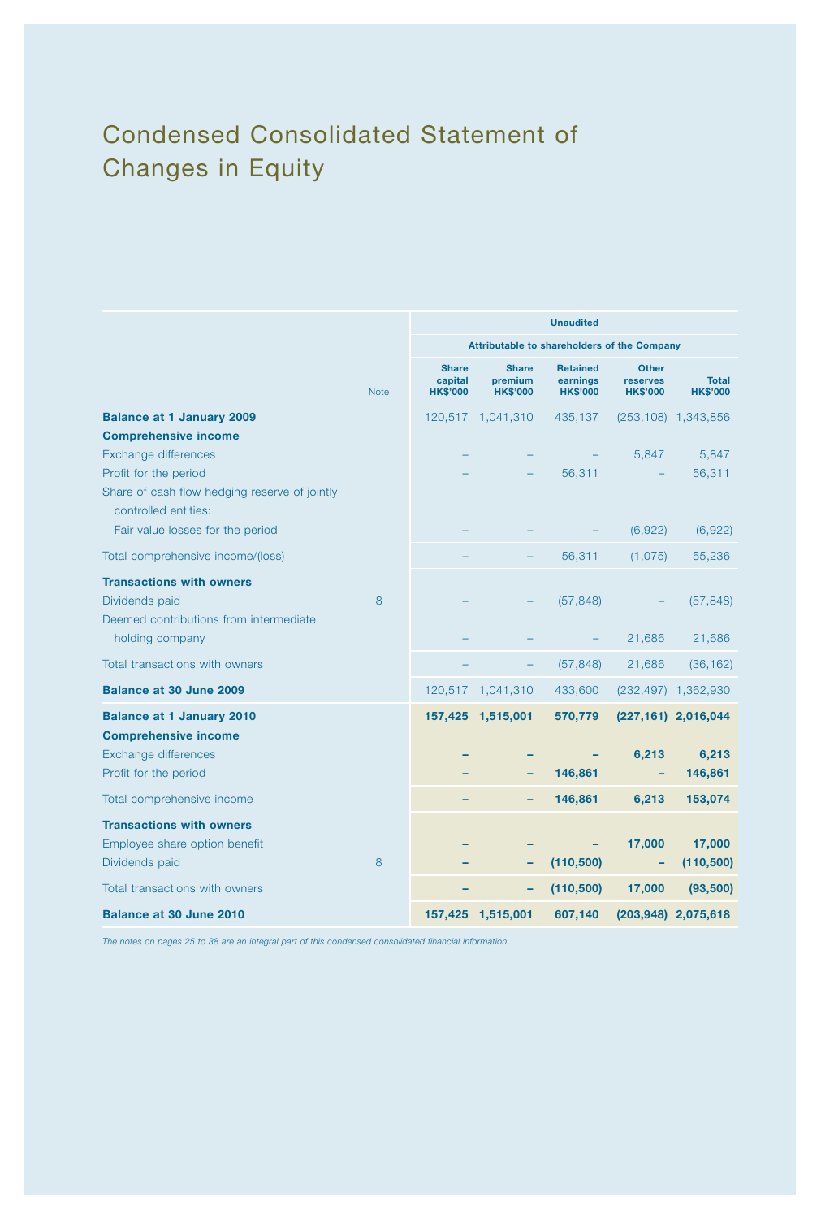# Condensed Consolidated Statement of Changes in Equity

| | Note | Unaudited | | | | |
|---|---|---|---|---|---|---|
| | | Attributable to shareholders of the Company | | | | |
| | | Share capital HK$'000 | Share premium HK$'000 | Retained earnings HK$'000 | Other reserves HK$'000 | Total HK$'000 |
| **Balance at 1 January 2009** | | 120,517 | 1,041,310 | 435,137 | (253,108) | 1,343,856 |
| **Comprehensive income** | | | | | | |
| Exchange differences | | – | – | – | 5,847 | 5,847 |
| Profit for the period | | – | – | 56,311 | – | 56,311 |
| Share of cash flow hedging reserve of jointly controlled entities: | | | | | | |
| Fair value losses for the period | | – | – | – | (6,922) | (6,922) |
| Total comprehensive income/(loss) | | – | – | 56,311 | (1,075) | 55,236 |
| **Transactions with owners** | | | | | | |
| Dividends paid | 8 | – | – | (57,848) | – | (57,848) |
| Deemed contributions from intermediate holding company | | – | – | – | 21,686 | 21,686 |
| Total transactions with owners | | – | – | (57,848) | 21,686 | (36,162) |
| **Balance at 30 June 2009** | | 120,517 | 1,041,310 | 433,600 | (232,497) | 1,362,930 |
| **Balance at 1 January 2010** | | **157,425** | **1,515,001** | **570,779** | **(227,161)** | **2,016,044** |
| **Comprehensive income** | | | | | | |
| Exchange differences | | **–** | **–** | **–** | **6,213** | **6,213** |
| Profit for the period | | **–** | **–** | **146,861** | **–** | **146,861** |
| Total comprehensive income | | **–** | **–** | **146,861** | **6,213** | **153,074** |
| **Transactions with owners** | | | | | | |
| Employee share option benefit | | **–** | **–** | **–** | **17,000** | **17,000** |
| Dividends paid | 8 | **–** | **–** | **(110,500)** | **–** | **(110,500)** |
| Total transactions with owners | | **–** | **–** | **(110,500)** | **17,000** | **(93,500)** |
| **Balance at 30 June 2010** | | **157,425** | **1,515,001** | **607,140** | **(203,948)** | **2,075,618** |

*The notes on pages 25 to 38 are an integral part of this condensed consolidated financial information.*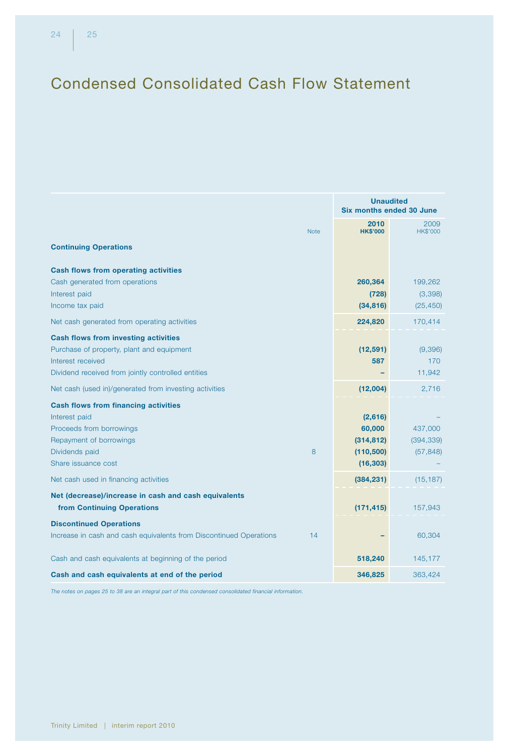# Condensed Consolidated Cash Flow Statement

| | Note | Unaudited Six months ended 30 June | |
|---|---|---|---|
| | | **2010** | 2009 |
| | | **HK$'000** | HK$'000 |
| **Continuing Operations** | | | |
| **Cash flows from operating activities** | | | |
| Cash generated from operations | | **260,364** | 199,262 |
| Interest paid | | **(728)** | (3,398) |
| Income tax paid | | **(34,816)** | (25,450) |
| Net cash generated from operating activities | | **224,820** | 170,414 |
| **Cash flows from investing activities** | | | |
| Purchase of property, plant and equipment | | **(12,591)** | (9,396) |
| Interest received | | **587** | 170 |
| Dividend received from jointly controlled entities | | **–** | 11,942 |
| Net cash (used in)/generated from investing activities | | **(12,004)** | 2,716 |
| **Cash flows from financing activities** | | | |
| Interest paid | | **(2,616)** | – |
| Proceeds from borrowings | | **60,000** | 437,000 |
| Repayment of borrowings | | **(314,812)** | (394,339) |
| Dividends paid | 8 | **(110,500)** | (57,848) |
| Share issuance cost | | **(16,303)** | – |
| Net cash used in financing activities | | **(384,231)** | (15,187) |
| **Net (decrease)/increase in cash and cash equivalents from Continuing Operations** | | **(171,415)** | 157,943 |
| **Discontinued Operations** | | | |
| Increase in cash and cash equivalents from Discontinued Operations | 14 | **–** | 60,304 |
| Cash and cash equivalents at beginning of the period | | **518,240** | 145,177 |
| **Cash and cash equivalents at end of the period** | | **346,825** | 363,424 |

*The notes on pages 25 to 38 are an integral part of this condensed consolidated financial information.*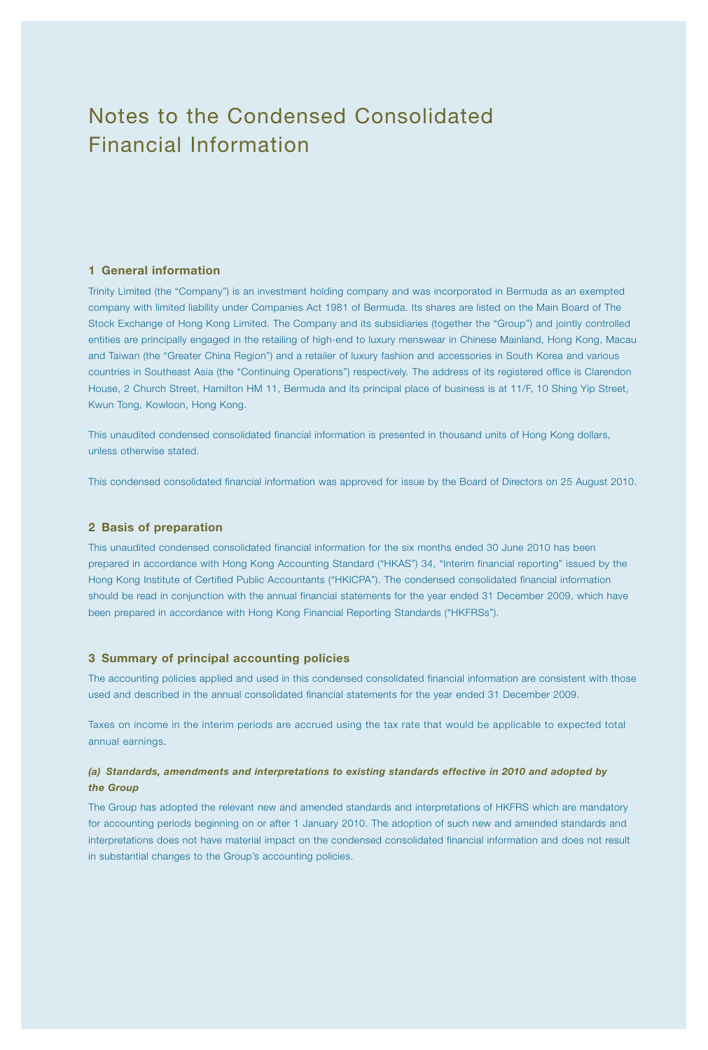# Notes to the Condensed Consolidated Financial Information

## 1 General information

Trinity Limited (the "Company") is an investment holding company and was incorporated in Bermuda as an exempted company with limited liability under Companies Act 1981 of Bermuda. Its shares are listed on the Main Board of The Stock Exchange of Hong Kong Limited. The Company and its subsidiaries (together the "Group") and jointly controlled entities are principally engaged in the retailing of high-end to luxury menswear in Chinese Mainland, Hong Kong, Macau and Taiwan (the "Greater China Region") and a retailer of luxury fashion and accessories in South Korea and various countries in Southeast Asia (the "Continuing Operations") respectively. The address of its registered office is Clarendon House, 2 Church Street, Hamilton HM 11, Bermuda and its principal place of business is at 11/F, 10 Shing Yip Street, Kwun Tong, Kowloon, Hong Kong.

This unaudited condensed consolidated financial information is presented in thousand units of Hong Kong dollars, unless otherwise stated.

This condensed consolidated financial information was approved for issue by the Board of Directors on 25 August 2010.

## 2 Basis of preparation

This unaudited condensed consolidated financial information for the six months ended 30 June 2010 has been prepared in accordance with Hong Kong Accounting Standard ("HKAS") 34, "Interim financial reporting" issued by the Hong Kong Institute of Certified Public Accountants ("HKICPA"). The condensed consolidated financial information should be read in conjunction with the annual financial statements for the year ended 31 December 2009, which have been prepared in accordance with Hong Kong Financial Reporting Standards ("HKFRSs").

## 3 Summary of principal accounting policies

The accounting policies applied and used in this condensed consolidated financial information are consistent with those used and described in the annual consolidated financial statements for the year ended 31 December 2009.

Taxes on income in the interim periods are accrued using the tax rate that would be applicable to expected total annual earnings.

### *(a) Standards, amendments and interpretations to existing standards effective in 2010 and adopted by the Group*

The Group has adopted the relevant new and amended standards and interpretations of HKFRS which are mandatory for accounting periods beginning on or after 1 January 2010. The adoption of such new and amended standards and interpretations does not have material impact on the condensed consolidated financial information and does not result in substantial changes to the Group's accounting policies.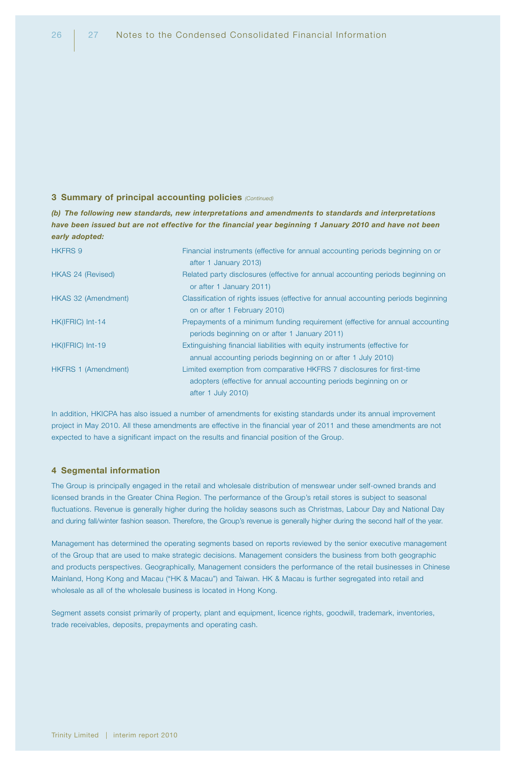## 3 Summary of principal accounting policies *(Continued)*

***(b) The following new standards, new interpretations and amendments to standards and interpretations have been issued but are not effective for the financial year beginning 1 January 2010 and have not been early adopted:***

| | |
|---|---|
| HKFRS 9 | Financial instruments (effective for annual accounting periods beginning on or after 1 January 2013) |
| HKAS 24 (Revised) | Related party disclosures (effective for annual accounting periods beginning on or after 1 January 2011) |
| HKAS 32 (Amendment) | Classification of rights issues (effective for annual accounting periods beginning on or after 1 February 2010) |
| HK(IFRIC) Int-14 | Prepayments of a minimum funding requirement (effective for annual accounting periods beginning on or after 1 January 2011) |
| HK(IFRIC) Int-19 | Extinguishing financial liabilities with equity instruments (effective for annual accounting periods beginning on or after 1 July 2010) |
| HKFRS 1 (Amendment) | Limited exemption from comparative HKFRS 7 disclosures for first-time adopters (effective for annual accounting periods beginning on or after 1 July 2010) |

In addition, HKICPA has also issued a number of amendments for existing standards under its annual improvement project in May 2010. All these amendments are effective in the financial year of 2011 and these amendments are not expected to have a significant impact on the results and financial position of the Group.

## 4 Segmental information

The Group is principally engaged in the retail and wholesale distribution of menswear under self-owned brands and licensed brands in the Greater China Region. The performance of the Group's retail stores is subject to seasonal fluctuations. Revenue is generally higher during the holiday seasons such as Christmas, Labour Day and National Day and during fall/winter fashion season. Therefore, the Group's revenue is generally higher during the second half of the year.

Management has determined the operating segments based on reports reviewed by the senior executive management of the Group that are used to make strategic decisions. Management considers the business from both geographic and products perspectives. Geographically, Management considers the performance of the retail businesses in Chinese Mainland, Hong Kong and Macau ("HK & Macau") and Taiwan. HK & Macau is further segregated into retail and wholesale as all of the wholesale business is located in Hong Kong.

Segment assets consist primarily of property, plant and equipment, licence rights, goodwill, trademark, inventories, trade receivables, deposits, prepayments and operating cash.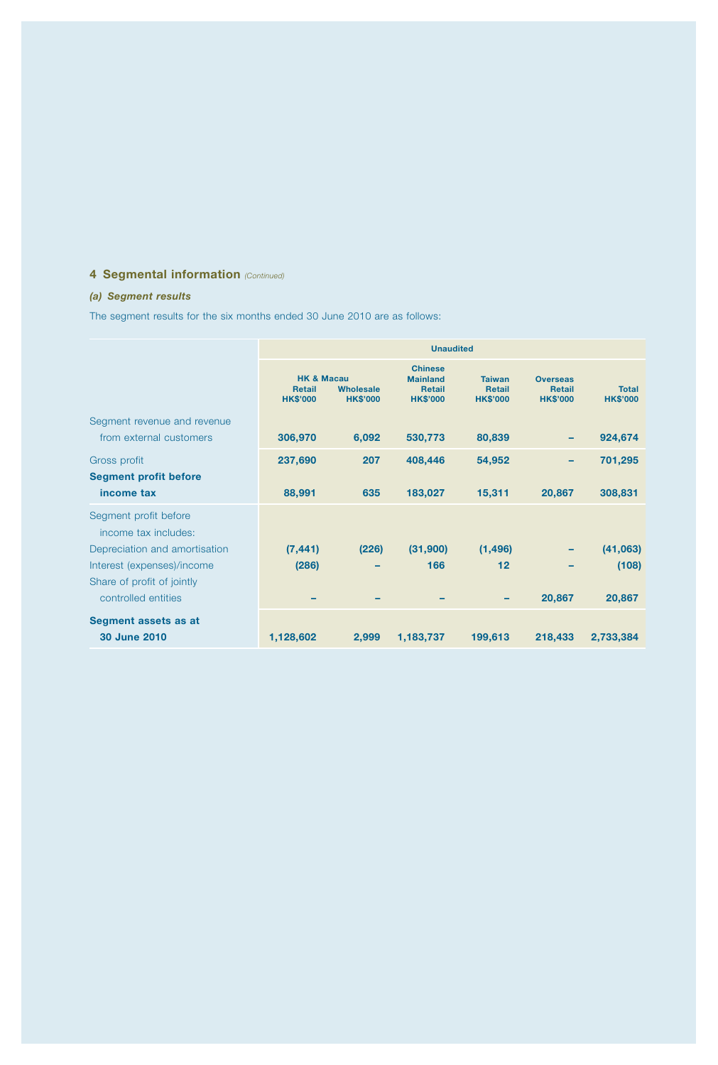## 4 Segmental information *(Continued)*

### *(a) Segment results*

The segment results for the six months ended 30 June 2010 are as follows:

| | Unaudited | | | | | |
|---|---|---|---|---|---|---|
| | HK & Macau | | Chinese Mainland | Taiwan | Overseas | |
| | Retail HK$'000 | Wholesale HK$'000 | Retail HK$'000 | Retail HK$'000 | Retail HK$'000 | Total HK$'000 |
| Segment revenue and revenue from external customers | **306,970** | **6,092** | **530,773** | **80,839** | **–** | **924,674** |
| Gross profit | **237,690** | **207** | **408,446** | **54,952** | **–** | **701,295** |
| **Segment profit before income tax** | **88,991** | **635** | **183,027** | **15,311** | **20,867** | **308,831** |
| Segment profit before income tax includes: | | | | | | |
| Depreciation and amortisation | **(7,441)** | **(226)** | **(31,900)** | **(1,496)** | **–** | **(41,063)** |
| Interest (expenses)/income | **(286)** | **–** | **166** | **12** | **–** | **(108)** |
| Share of profit of jointly controlled entities | **–** | **–** | **–** | **–** | **20,867** | **20,867** |
| **Segment assets as at 30 June 2010** | **1,128,602** | **2,999** | **1,183,737** | **199,613** | **218,433** | **2,733,384** |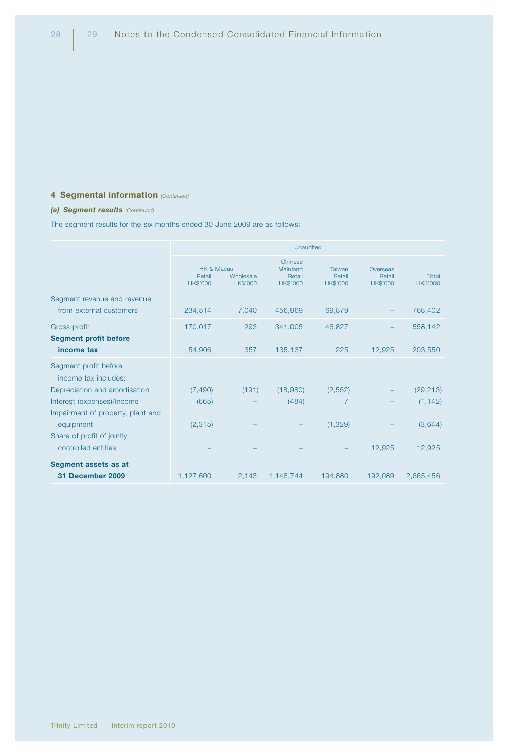## 4 Segmental information *(Continued)*

### *(a) Segment results* *(Continued)*

The segment results for the six months ended 30 June 2009 are as follows:

| | Unaudited | | | | | |
|---|---|---|---|---|---|---|
| | HK & Macau | | Chinese Mainland | Taiwan | Overseas | |
| | Retail HK$'000 | Wholesale HK$'000 | Retail HK$'000 | Retail HK$'000 | Retail HK$'000 | Total HK$'000 |
| Segment revenue and revenue from external customers | 234,514 | 7,040 | 456,969 | 69,879 | – | 768,402 |
| Gross profit | 170,017 | 293 | 341,005 | 46,827 | – | 558,142 |
| **Segment profit before income tax** | 54,906 | 357 | 135,137 | 225 | 12,925 | 203,550 |
| Segment profit before income tax includes: | | | | | | |
| Depreciation and amortisation | (7,490) | (191) | (18,980) | (2,552) | – | (29,213) |
| Interest (expenses)/income | (665) | – | (484) | 7 | – | (1,142) |
| Impairment of property, plant and equipment | (2,315) | – | – | (1,329) | – | (3,644) |
| Share of profit of jointly controlled entities | – | – | – | – | 12,925 | 12,925 |
| **Segment assets as at 31 December 2009** | 1,127,600 | 2,143 | 1,148,744 | 194,880 | 192,089 | 2,665,456 |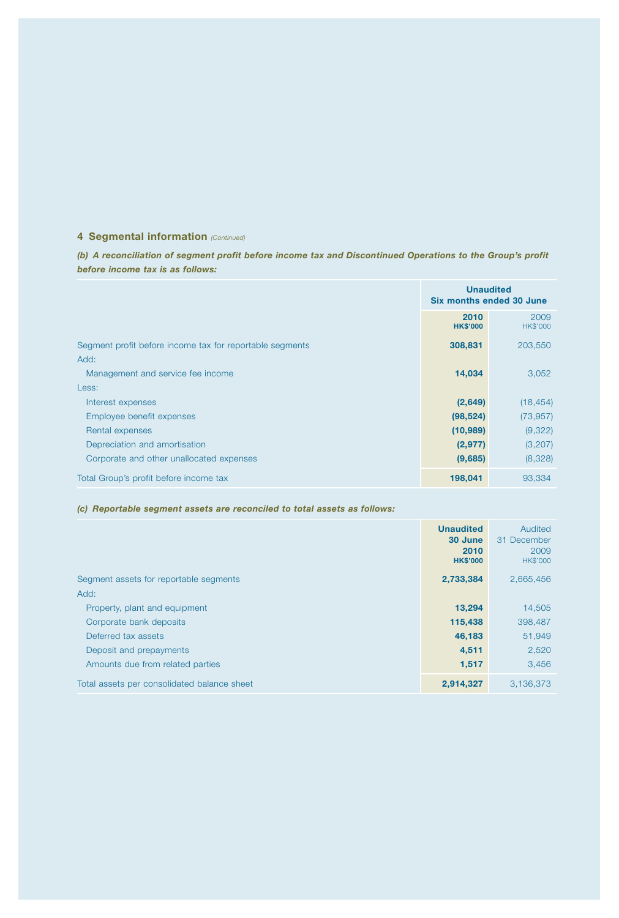### 4 Segmental information *(Continued)*

***(b) A reconciliation of segment profit before income tax and Discontinued Operations to the Group's profit before income tax is as follows:***

| | **Unaudited Six months ended 30 June** | |
|---|---|---|
| | **2010 HK$'000** | 2009 HK$'000 |
| Segment profit before income tax for reportable segments | **308,831** | 203,550 |
| Add: | | |
| Management and service fee income | **14,034** | 3,052 |
| Less: | | |
| Interest expenses | **(2,649)** | (18,454) |
| Employee benefit expenses | **(98,524)** | (73,957) |
| Rental expenses | **(10,989)** | (9,322) |
| Depreciation and amortisation | **(2,977)** | (3,207) |
| Corporate and other unallocated expenses | **(9,685)** | (8,328) |
| Total Group's profit before income tax | **198,041** | 93,334 |

***(c) Reportable segment assets are reconciled to total assets as follows:***

| | **Unaudited 30 June 2010 HK$'000** | Audited 31 December 2009 HK$'000 |
|---|---|---|
| Segment assets for reportable segments | **2,733,384** | 2,665,456 |
| Add: | | |
| Property, plant and equipment | **13,294** | 14,505 |
| Corporate bank deposits | **115,438** | 398,487 |
| Deferred tax assets | **46,183** | 51,949 |
| Deposit and prepayments | **4,511** | 2,520 |
| Amounts due from related parties | **1,517** | 3,456 |
| Total assets per consolidated balance sheet | **2,914,327** | 3,136,373 |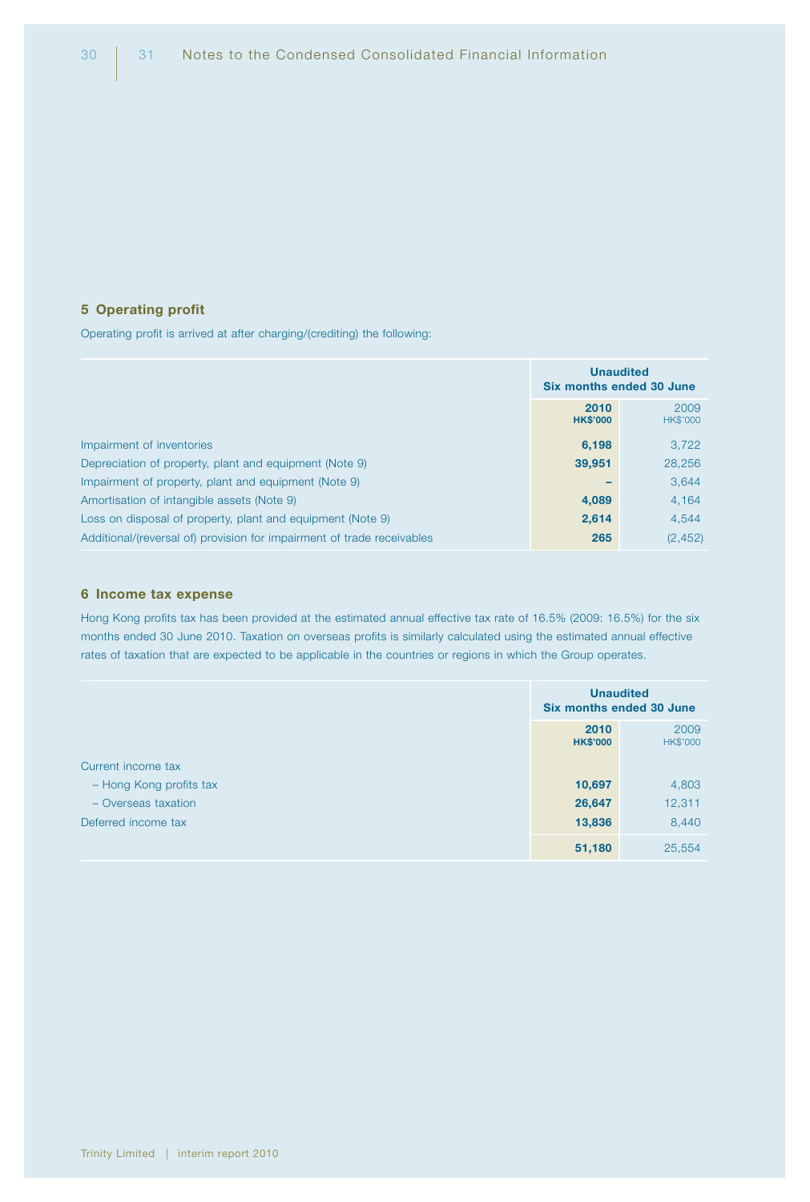## 5 Operating profit

Operating profit is arrived at after charging/(crediting) the following:

| | Unaudited Six months ended 30 June | |
|---|---|---|
| | **2010 HK$'000** | 2009 HK$'000 |
| Impairment of inventories | **6,198** | 3,722 |
| Depreciation of property, plant and equipment (Note 9) | **39,951** | 28,256 |
| Impairment of property, plant and equipment (Note 9) | **–** | 3,644 |
| Amortisation of intangible assets (Note 9) | **4,089** | 4,164 |
| Loss on disposal of property, plant and equipment (Note 9) | **2,614** | 4,544 |
| Additional/(reversal of) provision for impairment of trade receivables | **265** | (2,452) |

## 6 Income tax expense

Hong Kong profits tax has been provided at the estimated annual effective tax rate of 16.5% (2009: 16.5%) for the six months ended 30 June 2010. Taxation on overseas profits is similarly calculated using the estimated annual effective rates of taxation that are expected to be applicable in the countries or regions in which the Group operates.

| | Unaudited Six months ended 30 June | |
|---|---|---|
| | **2010 HK$'000** | 2009 HK$'000 |
| Current income tax | | |
| – Hong Kong profits tax | **10,697** | 4,803 |
| – Overseas taxation | **26,647** | 12,311 |
| Deferred income tax | **13,836** | 8,440 |
| | **51,180** | 25,554 |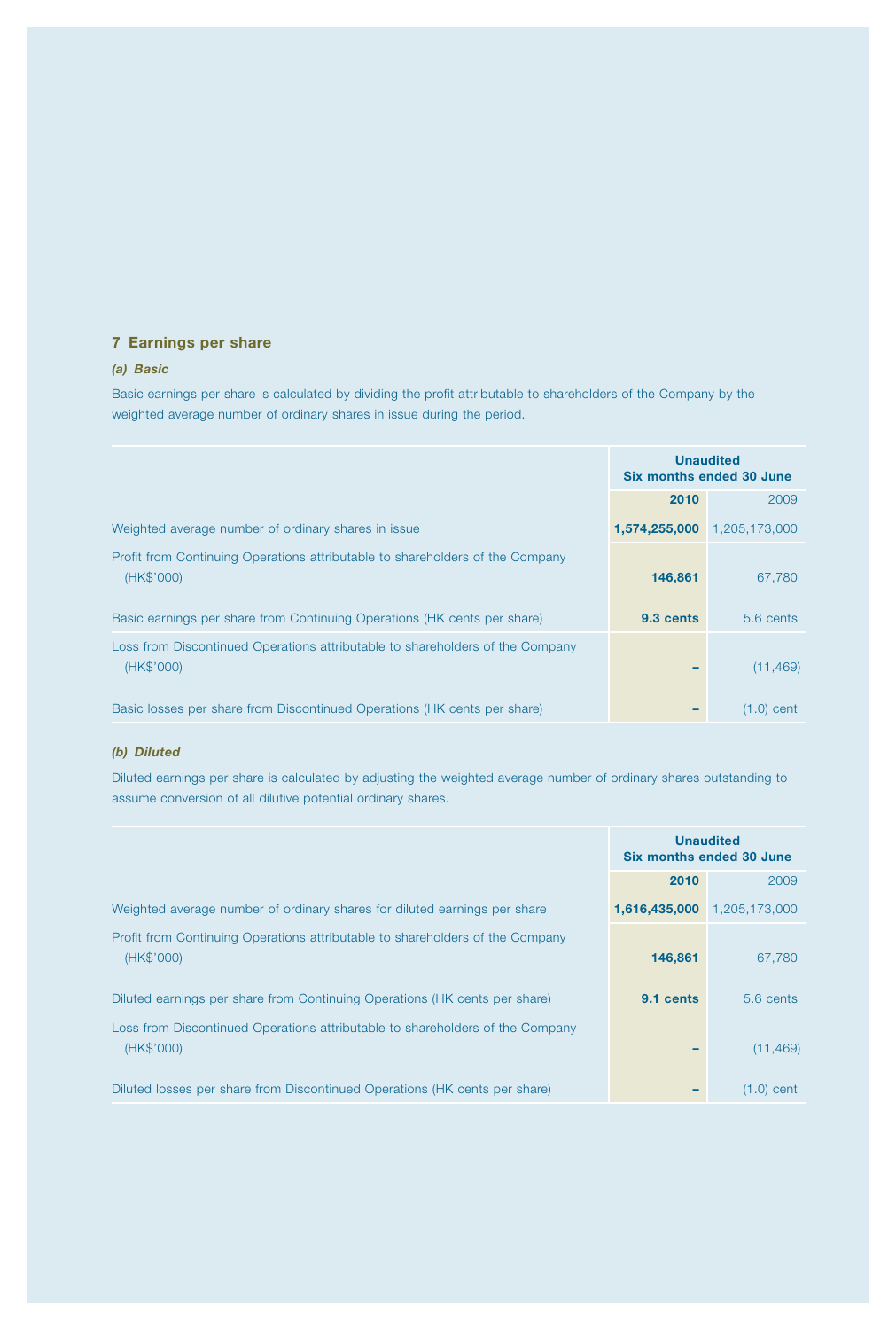## 7 Earnings per share

### *(a) Basic*

Basic earnings per share is calculated by dividing the profit attributable to shareholders of the Company by the weighted average number of ordinary shares in issue during the period.

| | **Unaudited Six months ended 30 June** | |
|---|---|---|
| | **2010** | 2009 |
| Weighted average number of ordinary shares in issue | **1,574,255,000** | 1,205,173,000 |
| Profit from Continuing Operations attributable to shareholders of the Company (HK$'000) | **146,861** | 67,780 |
| Basic earnings per share from Continuing Operations (HK cents per share) | **9.3 cents** | 5.6 cents |
| Loss from Discontinued Operations attributable to shareholders of the Company (HK$'000) | **–** | (11,469) |
| Basic losses per share from Discontinued Operations (HK cents per share) | **–** | (1.0) cent |

### *(b) Diluted*

Diluted earnings per share is calculated by adjusting the weighted average number of ordinary shares outstanding to assume conversion of all dilutive potential ordinary shares.

| | **Unaudited Six months ended 30 June** | |
|---|---|---|
| | **2010** | 2009 |
| Weighted average number of ordinary shares for diluted earnings per share | **1,616,435,000** | 1,205,173,000 |
| Profit from Continuing Operations attributable to shareholders of the Company (HK$'000) | **146,861** | 67,780 |
| Diluted earnings per share from Continuing Operations (HK cents per share) | **9.1 cents** | 5.6 cents |
| Loss from Discontinued Operations attributable to shareholders of the Company (HK$'000) | **–** | (11,469) |
| Diluted losses per share from Discontinued Operations (HK cents per share) | **–** | (1.0) cent |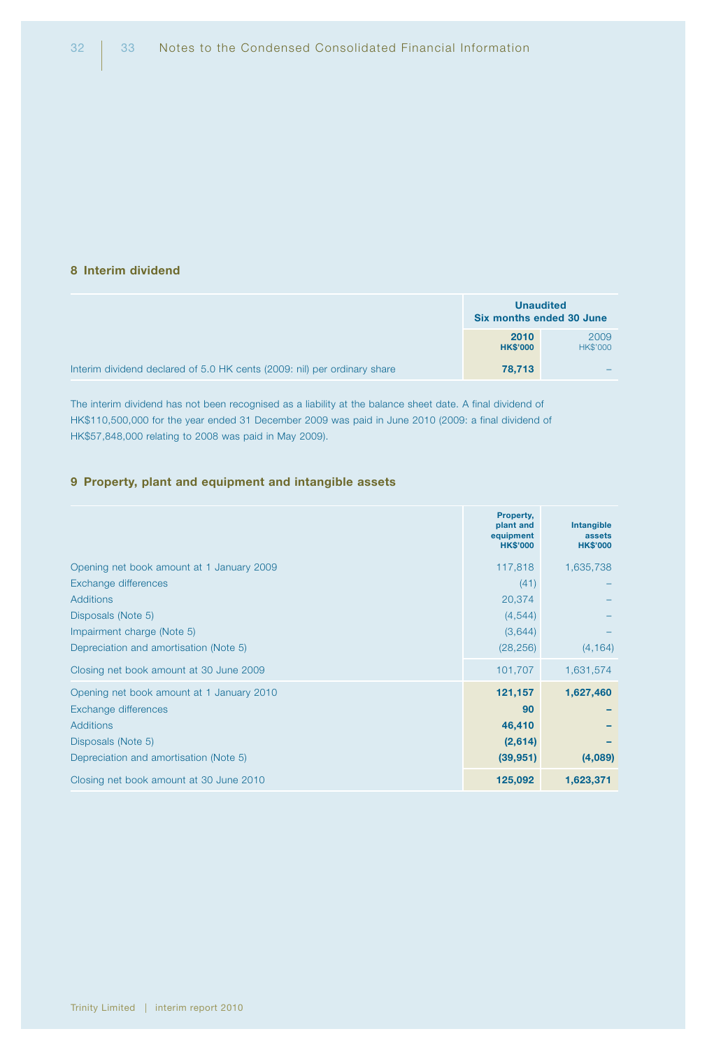## 8 Interim dividend

| | Unaudited Six months ended 30 June | |
|---|---|---|
| | **2010 HK$'000** | 2009 HK$'000 |
| Interim dividend declared of 5.0 HK cents (2009: nil) per ordinary share | **78,713** | – |

The interim dividend has not been recognised as a liability at the balance sheet date. A final dividend of HK$110,500,000 for the year ended 31 December 2009 was paid in June 2010 (2009: a final dividend of HK$57,848,000 relating to 2008 was paid in May 2009).

## 9 Property, plant and equipment and intangible assets

| | Property, plant and equipment HK$'000 | Intangible assets HK$'000 |
|---|---|---|
| Opening net book amount at 1 January 2009 | 117,818 | 1,635,738 |
| Exchange differences | (41) | – |
| Additions | 20,374 | – |
| Disposals (Note 5) | (4,544) | – |
| Impairment charge (Note 5) | (3,644) | – |
| Depreciation and amortisation (Note 5) | (28,256) | (4,164) |
| Closing net book amount at 30 June 2009 | 101,707 | 1,631,574 |
| Opening net book amount at 1 January 2010 | **121,157** | **1,627,460** |
| Exchange differences | **90** | **–** |
| Additions | **46,410** | **–** |
| Disposals (Note 5) | **(2,614)** | **–** |
| Depreciation and amortisation (Note 5) | **(39,951)** | **(4,089)** |
| Closing net book amount at 30 June 2010 | **125,092** | **1,623,371** |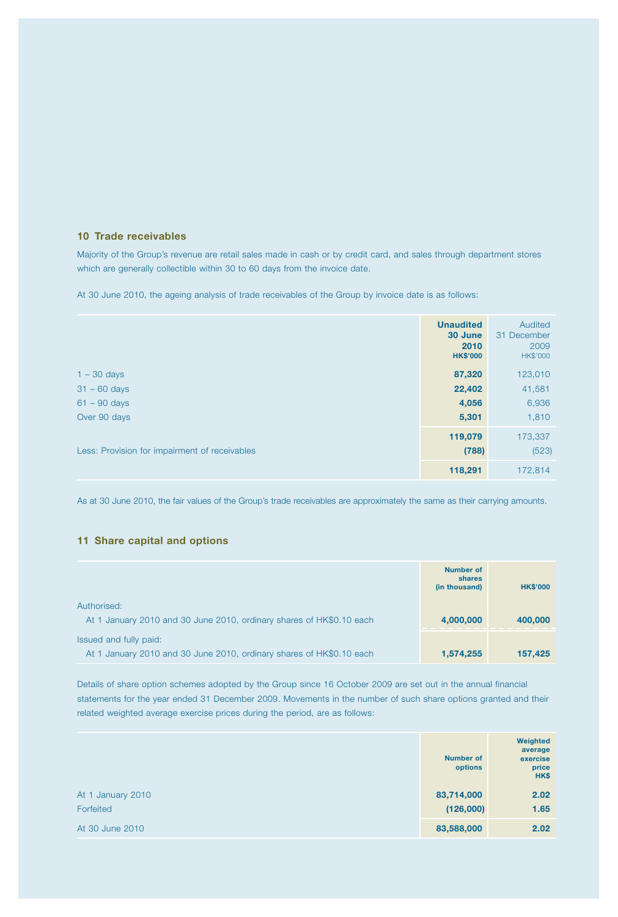## 10 Trade receivables

Majority of the Group's revenue are retail sales made in cash or by credit card, and sales through department stores which are generally collectible within 30 to 60 days from the invoice date.

At 30 June 2010, the ageing analysis of trade receivables of the Group by invoice date is as follows:

| | **Unaudited 30 June 2010 HK$'000** | Audited 31 December 2009 HK$'000 |
|---|---|---|
| 1 – 30 days | **87,320** | 123,010 |
| 31 – 60 days | **22,402** | 41,581 |
| 61 – 90 days | **4,056** | 6,936 |
| Over 90 days | **5,301** | 1,810 |
| | **119,079** | 173,337 |
| Less: Provision for impairment of receivables | **(788)** | (523) |
| | **118,291** | 172,814 |

As at 30 June 2010, the fair values of the Group's trade receivables are approximately the same as their carrying amounts.

## 11 Share capital and options

| | **Number of shares (in thousand)** | **HK$'000** |
|---|---|---|
| Authorised: | | |
| At 1 January 2010 and 30 June 2010, ordinary shares of HK$0.10 each | **4,000,000** | **400,000** |
| Issued and fully paid: | | |
| At 1 January 2010 and 30 June 2010, ordinary shares of HK$0.10 each | **1,574,255** | **157,425** |

Details of share option schemes adopted by the Group since 16 October 2009 are set out in the annual financial statements for the year ended 31 December 2009. Movements in the number of such share options granted and their related weighted average exercise prices during the period, are as follows:

| | **Number of options** | **Weighted average exercise price HK$** |
|---|---|---|
| At 1 January 2010 | **83,714,000** | **2.02** |
| Forfeited | **(126,000)** | **1.65** |
| At 30 June 2010 | **83,588,000** | **2.02** |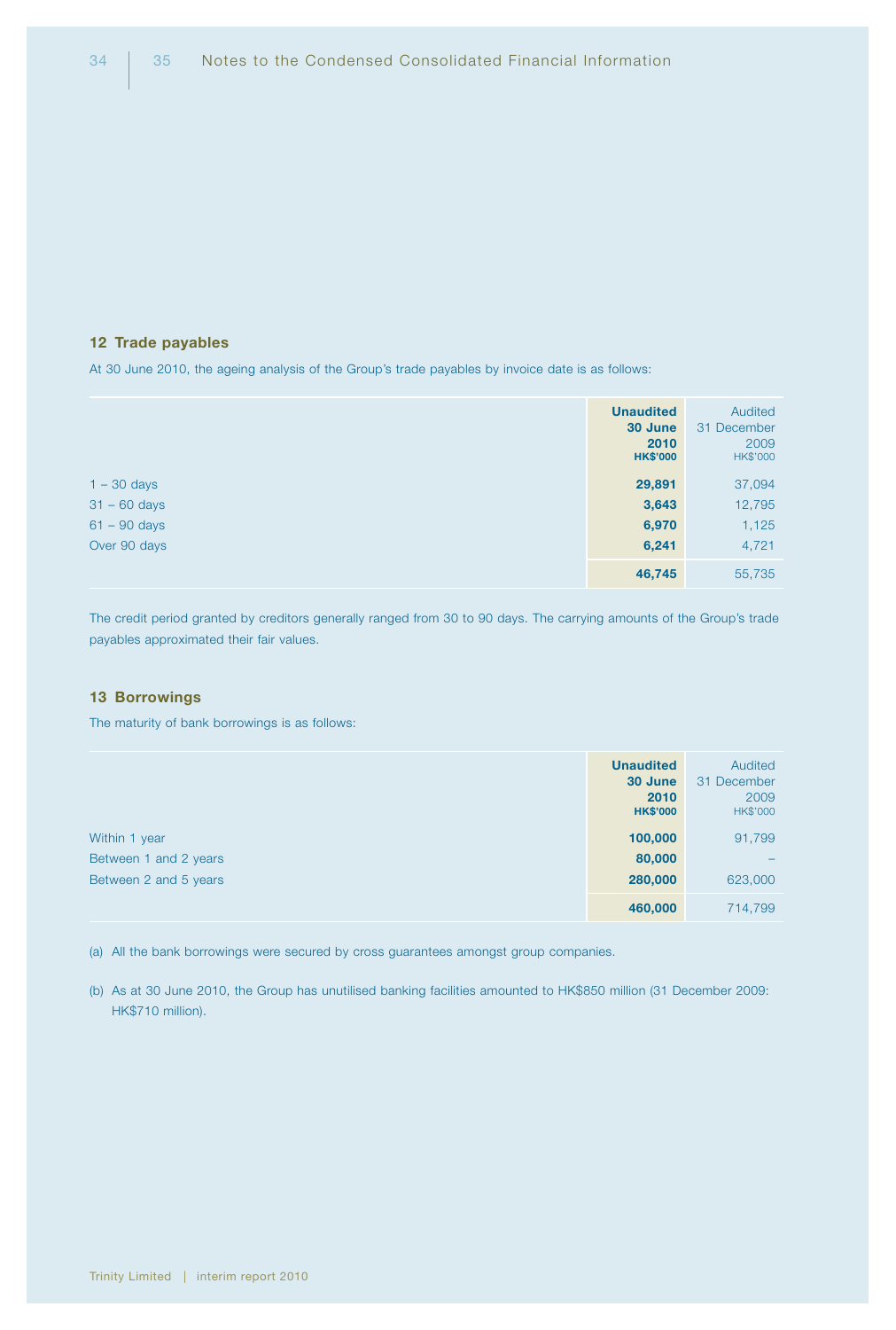## 12 Trade payables

At 30 June 2010, the ageing analysis of the Group's trade payables by invoice date is as follows:

| | **Unaudited 30 June 2010 HK$'000** | Audited 31 December 2009 HK$'000 |
|---|---|---|
| 1 – 30 days | **29,891** | 37,094 |
| 31 – 60 days | **3,643** | 12,795 |
| 61 – 90 days | **6,970** | 1,125 |
| Over 90 days | **6,241** | 4,721 |
| | **46,745** | 55,735 |

The credit period granted by creditors generally ranged from 30 to 90 days. The carrying amounts of the Group's trade payables approximated their fair values.

## 13 Borrowings

The maturity of bank borrowings is as follows:

| | **Unaudited 30 June 2010 HK$'000** | Audited 31 December 2009 HK$'000 |
|---|---|---|
| Within 1 year | **100,000** | 91,799 |
| Between 1 and 2 years | **80,000** | – |
| Between 2 and 5 years | **280,000** | 623,000 |
| | **460,000** | 714,799 |

(a) All the bank borrowings were secured by cross guarantees amongst group companies.

(b) As at 30 June 2010, the Group has unutilised banking facilities amounted to HK$850 million (31 December 2009: HK$710 million).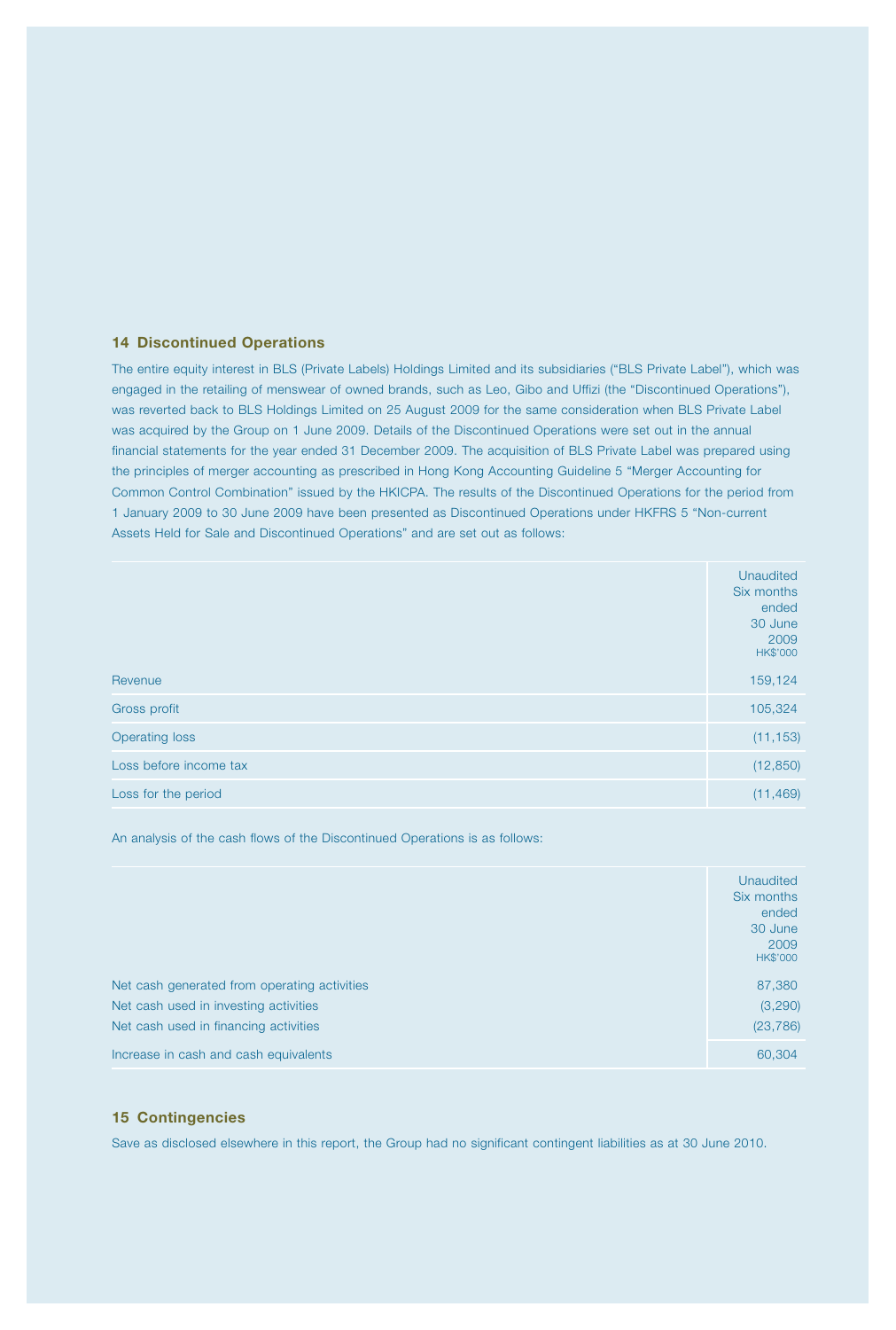## 14 Discontinued Operations

The entire equity interest in BLS (Private Labels) Holdings Limited and its subsidiaries ("BLS Private Label"), which was engaged in the retailing of menswear of owned brands, such as Leo, Gibo and Uffizi (the "Discontinued Operations"), was reverted back to BLS Holdings Limited on 25 August 2009 for the same consideration when BLS Private Label was acquired by the Group on 1 June 2009. Details of the Discontinued Operations were set out in the annual financial statements for the year ended 31 December 2009. The acquisition of BLS Private Label was prepared using the principles of merger accounting as prescribed in Hong Kong Accounting Guideline 5 "Merger Accounting for Common Control Combination" issued by the HKICPA. The results of the Discontinued Operations for the period from 1 January 2009 to 30 June 2009 have been presented as Discontinued Operations under HKFRS 5 "Non-current Assets Held for Sale and Discontinued Operations" and are set out as follows:

| | Unaudited Six months ended 30 June 2009 HK$'000 |
|---|---|
| Revenue | 159,124 |
| Gross profit | 105,324 |
| Operating loss | (11,153) |
| Loss before income tax | (12,850) |
| Loss for the period | (11,469) |

An analysis of the cash flows of the Discontinued Operations is as follows:

| | Unaudited Six months ended 30 June 2009 HK$'000 |
|---|---|
| Net cash generated from operating activities | 87,380 |
| Net cash used in investing activities | (3,290) |
| Net cash used in financing activities | (23,786) |
| Increase in cash and cash equivalents | 60,304 |

## 15 Contingencies

Save as disclosed elsewhere in this report, the Group had no significant contingent liabilities as at 30 June 2010.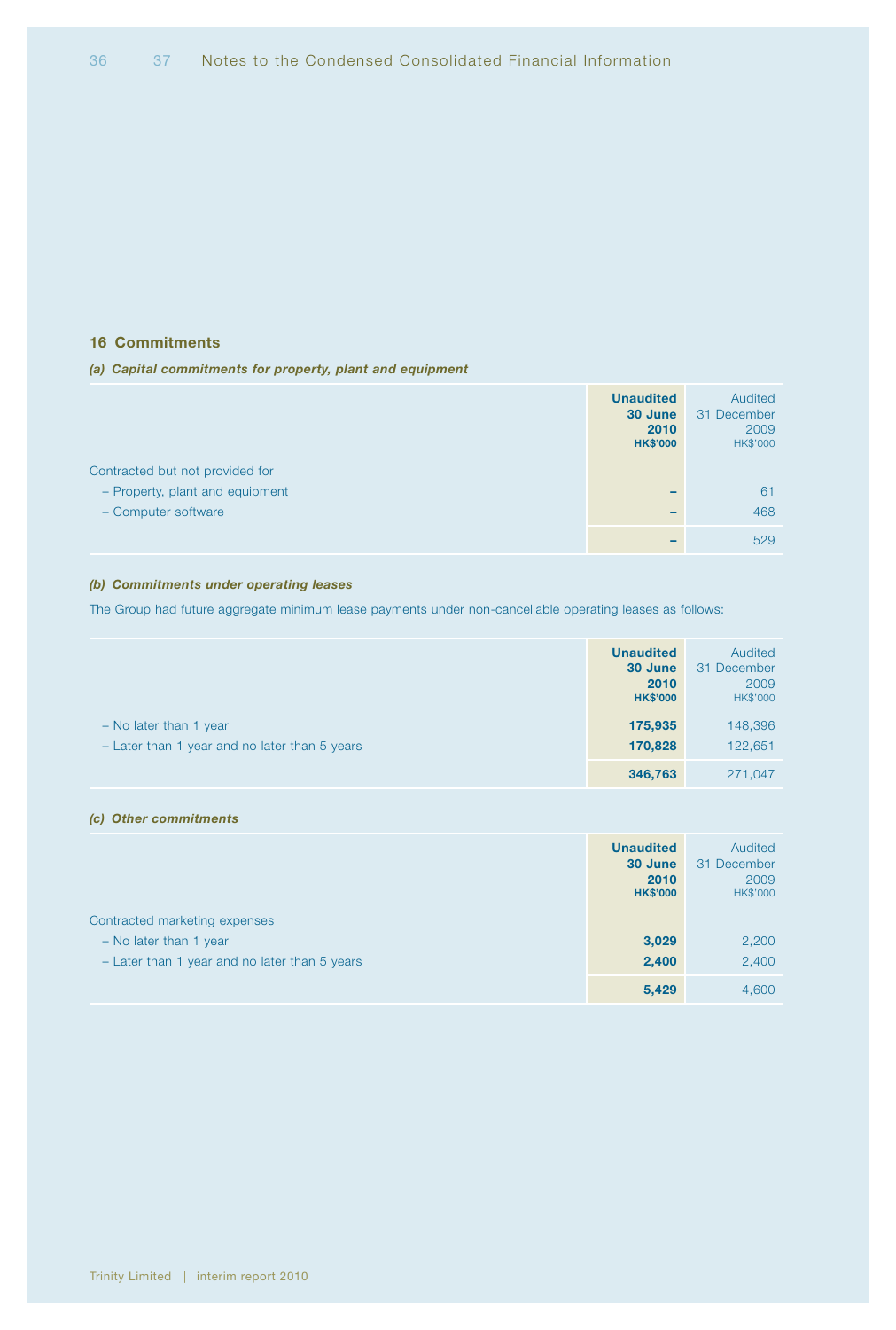## 16 Commitments

### *(a) Capital commitments for property, plant and equipment*

| | **Unaudited 30 June 2010 HK$'000** | Audited 31 December 2009 HK$'000 |
|---|---|---|
| Contracted but not provided for | | |
| – Property, plant and equipment | **–** | 61 |
| – Computer software | **–** | 468 |
| | **–** | 529 |

### *(b) Commitments under operating leases*

The Group had future aggregate minimum lease payments under non-cancellable operating leases as follows:

| | **Unaudited 30 June 2010 HK$'000** | Audited 31 December 2009 HK$'000 |
|---|---|---|
| – No later than 1 year | **175,935** | 148,396 |
| – Later than 1 year and no later than 5 years | **170,828** | 122,651 |
| | **346,763** | 271,047 |

### *(c) Other commitments*

| | **Unaudited 30 June 2010 HK$'000** | Audited 31 December 2009 HK$'000 |
|---|---|---|
| Contracted marketing expenses | | |
| – No later than 1 year | **3,029** | 2,200 |
| – Later than 1 year and no later than 5 years | **2,400** | 2,400 |
| | **5,429** | 4,600 |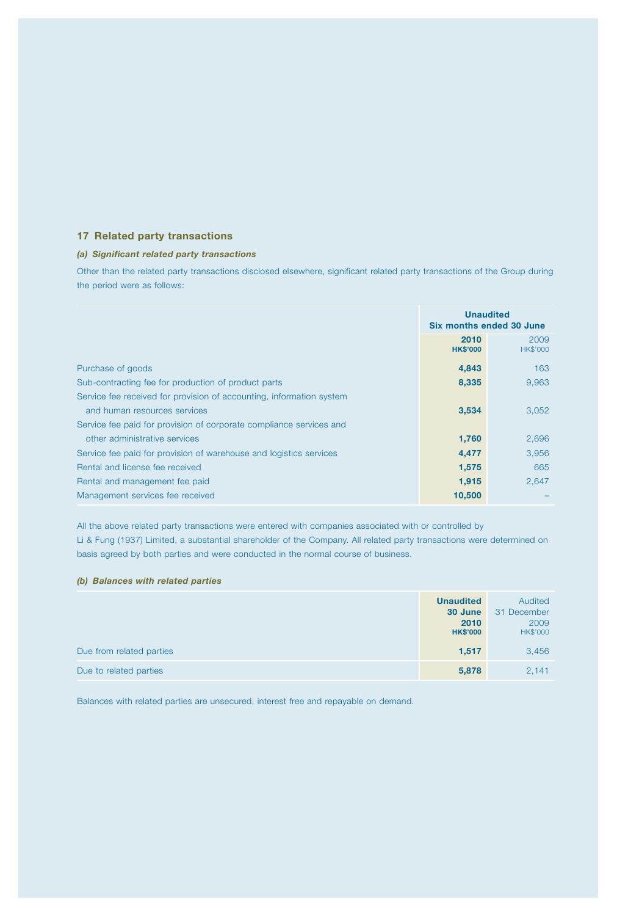## 17 Related party transactions

### *(a) Significant related party transactions*

Other than the related party transactions disclosed elsewhere, significant related party transactions of the Group during the period were as follows:

| | **Unaudited Six months ended 30 June** | |
|---|---|---|
| | **2010 HK$'000** | 2009 HK$'000 |
| Purchase of goods | **4,843** | 163 |
| Sub-contracting fee for production of product parts | **8,335** | 9,963 |
| Service fee received for provision of accounting, information system and human resources services | **3,534** | 3,052 |
| Service fee paid for provision of corporate compliance services and other administrative services | **1,760** | 2,696 |
| Service fee paid for provision of warehouse and logistics services | **4,477** | 3,956 |
| Rental and license fee received | **1,575** | 665 |
| Rental and management fee paid | **1,915** | 2,647 |
| Management services fee received | **10,500** | – |

All the above related party transactions were entered with companies associated with or controlled by Li & Fung (1937) Limited, a substantial shareholder of the Company. All related party transactions were determined on basis agreed by both parties and were conducted in the normal course of business.

### *(b) Balances with related parties*

| | **Unaudited 30 June 2010 HK$'000** | Audited 31 December 2009 HK$'000 |
|---|---|---|
| Due from related parties | **1,517** | 3,456 |
| Due to related parties | **5,878** | 2,141 |

Balances with related parties are unsecured, interest free and repayable on demand.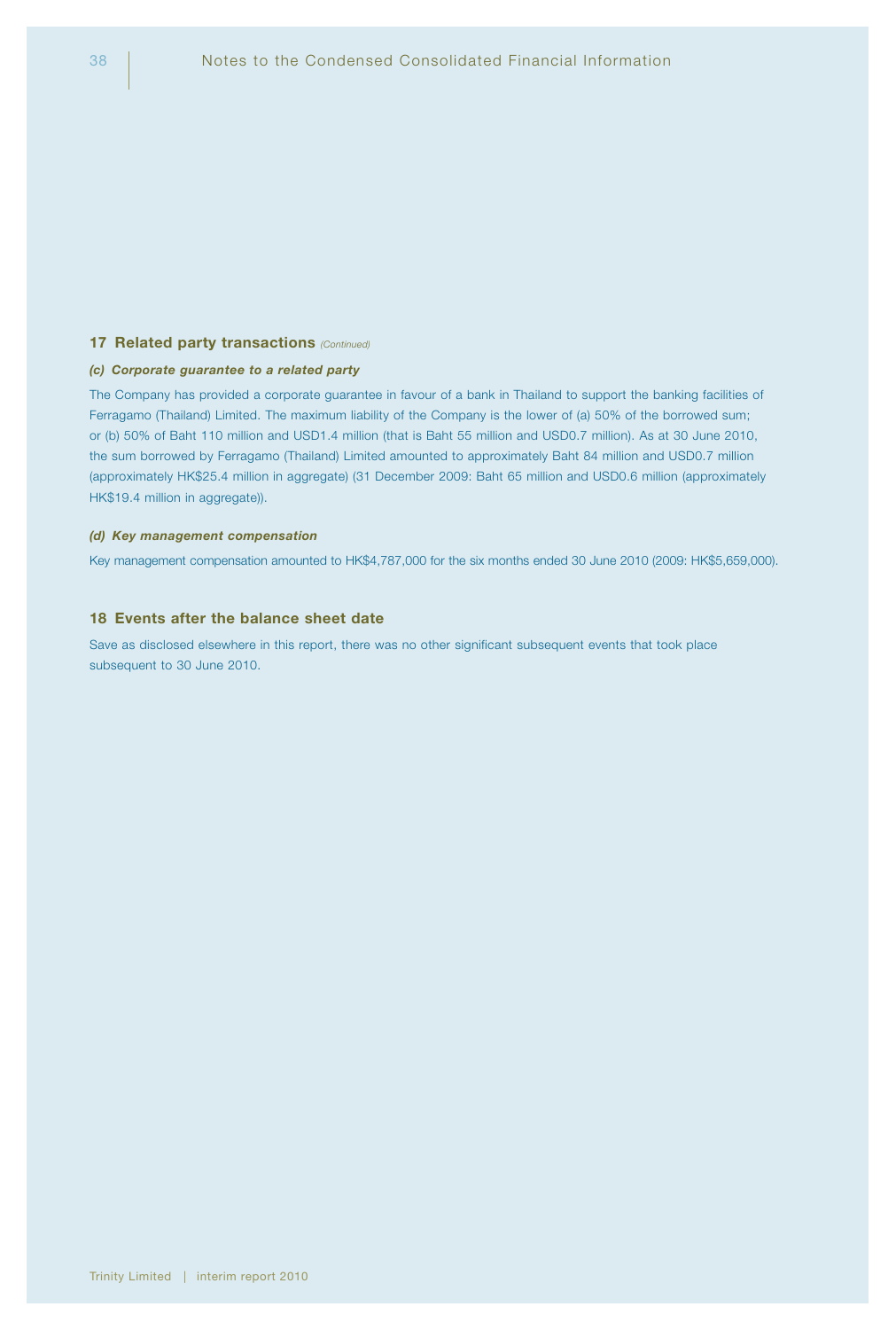## 17 Related party transactions *(Continued)*

### *(c) Corporate guarantee to a related party*

The Company has provided a corporate guarantee in favour of a bank in Thailand to support the banking facilities of Ferragamo (Thailand) Limited. The maximum liability of the Company is the lower of (a) 50% of the borrowed sum; or (b) 50% of Baht 110 million and USD1.4 million (that is Baht 55 million and USD0.7 million). As at 30 June 2010, the sum borrowed by Ferragamo (Thailand) Limited amounted to approximately Baht 84 million and USD0.7 million (approximately HK$25.4 million in aggregate) (31 December 2009: Baht 65 million and USD0.6 million (approximately HK$19.4 million in aggregate)).

### *(d) Key management compensation*

Key management compensation amounted to HK$4,787,000 for the six months ended 30 June 2010 (2009: HK$5,659,000).

## 18 Events after the balance sheet date

Save as disclosed elsewhere in this report, there was no other significant subsequent events that took place subsequent to 30 June 2010.